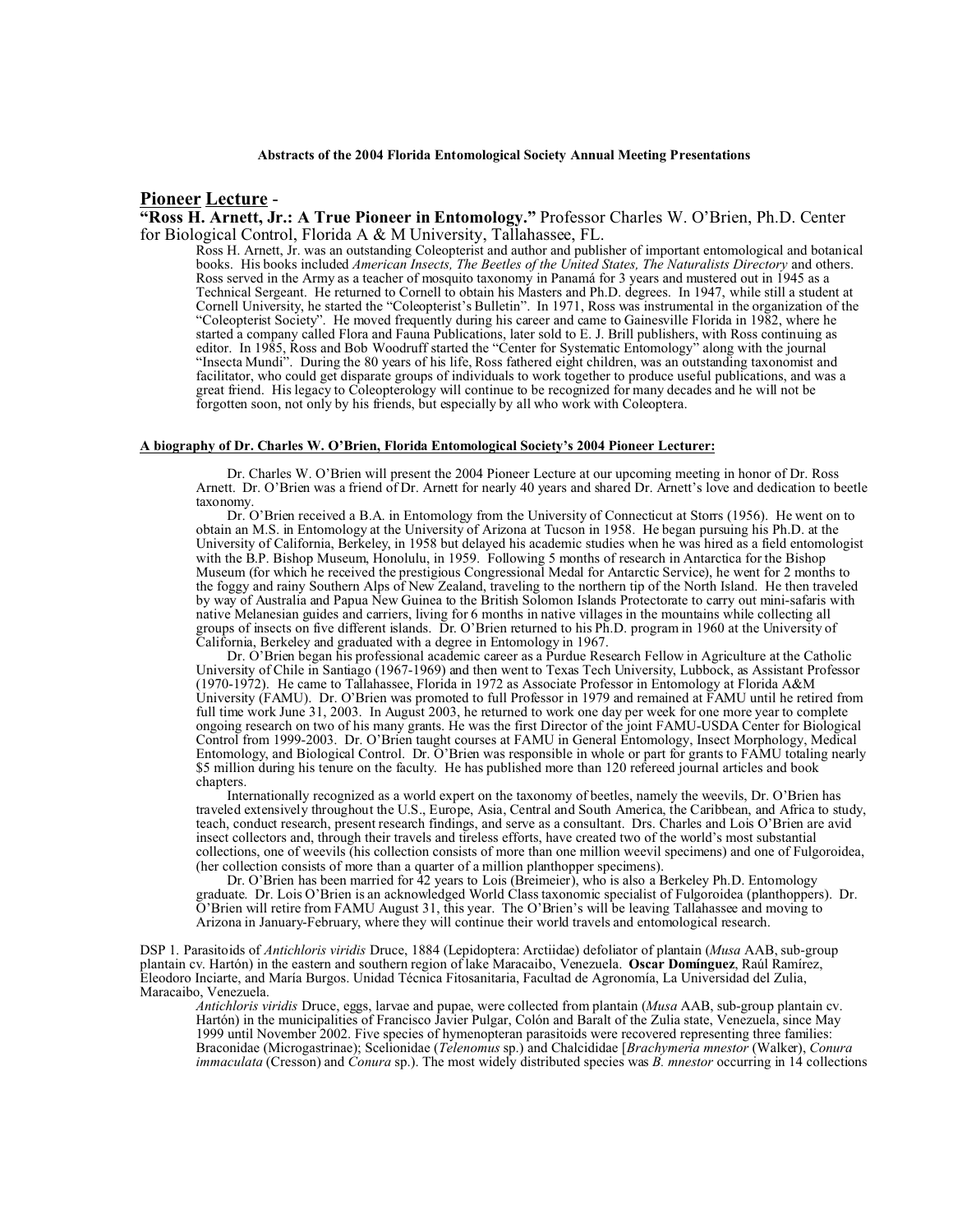**Abstracts of the 2004 Florida Entomological Society Annual Meeting Presentations**

## Pioneer Lecture -

**"Ross H. Arnett, Jr.: A True Pioneer in Entomology."** Professor Charles W. O'Brien, Ph.D. Center for Biological Control, Florida A & M University, Tallahassee, FL.

Ross H. Arnett, Jr. was an outstanding Coleopterist and author and publisher of important entomological and botanical books. His books included *American Insects, The Beetles of the United States, The Naturalists Directory* and others. Ross served in the Army as a teacher of mosquito taxonomy in Panamá for 3 years and mustered out in 1945 as a Technical Sergeant. He returned to Cornell to obtain his Masters and Ph.D. degrees. In 1947, while still a student at Cornell University, he started the "Coleopterist's Bulletin". In 1971, Ross was instrumental in the organization of the "Coleopterist Society". He moved frequently during his career and came to Gainesville Florida in 1982, where he started a company called Flora and Fauna Publications, later sold to E. J. Brill publishers, with Ross continuing as editor. In 1985, Ross and Bob Woodruff started the "Center for Systematic Entomology" along with the journal "Insecta Mundi". During the 80 years of his life, Ross fathered eight children, was an outstanding taxonomist and facilitator, who could get disparate groups of individuals to work together to produce useful publications, and was a great friend. His legacy to Coleopterology will continue to be recognized for many decades and he will not be forgotten soon, not only by his friends, but especially by all who work with Coleoptera.

**A biography of Dr. Charles W. O'Brien, Florida Entomological Society's 2004 Pioneer Lecturer:**

Dr. Charles W. O'Brien will present the 2004 Pioneer Lecture at our upcoming meeting in honor of Dr. Ross Arnett. Dr. O'Brien was a friend of Dr. Arnett for nearly 40 years and shared Dr. Arnett's love and dedication to beetle taxonomy.

Dr. O'Brien received a B.A. in Entomology from the University of Connecticut at Storrs (1956). He went on to obtain an M.S. in Entomology at the University of Arizona at Tucson in 1958. He began pursuing his Ph.D. at the University of California, Berkeley, in 1958 but delayed his academic studies when he was hired as a field entomologist with the B.P. Bishop Museum, Honolulu, in 1959. Following 5 months of research in Antarctica for the Bishop Museum (for which he received the prestigious Congressional Medal for Antarctic Service), he went for 2 months to the foggy and rainy Southern Alps of New Zealand, traveling to the northern tip of the North Island. He then traveled by way of Australia and Papua New Guinea to the British Solomon Islands Protectorate to carry out mini-safaris with native Melanesian guides and carriers, living for 6 months in native villages in the mountains while collecting all groups of insects on five different islands. Dr. O'Brien returned to his Ph.D. program in 1960 at the University of California, Berkeley and graduated with a degree in Entomology in 1967.

Dr. O'Brien began his professional academic career as a Purdue Research Fellow in Agriculture at the Catholic University of Chile in Santiago (1967-1969) and then went to Texas Tech University, Lubbock, as Assistant Professor (1970-1972). He came to Tallahassee, Florida in 1972 as Associate Professor in Entomology at Florida A&M University (FAMU). Dr. O'Brien was promoted to full Professor in 1979 and remained at FAMU until he retired from full time work June 31, 2003. In August 2003, he returned to work one day per week for one more year to complete ongoing research on two of his many grants. He was the first Director of the joint FAMU-USDA Center for Biological Control from 1999-2003. Dr. O'Brien taught courses at FAMU in General Entomology, Insect Morphology, Medical Entomology, and Biological Control. Dr. O'Brien was responsible in whole or part for grants to FAMU totaling nearly \$5 million during his tenure on the faculty. He has published more than 120 refereed journal articles and book chapters.

Internationally recognized as a world expert on the taxonomy of beetles, namely the weevils, Dr. O'Brien has traveled extensively throughout the U.S., Europe, Asia, Central and South America, the Caribbean, and Africa to study, teach, conduct research, present research findings, and serve as a consultant. Drs. Charles and Lois O'Brien are avid insect collectors and, through their travels and tireless efforts, have created two of the world's most substantial collections, one of weevils (his collection consists of more than one million weevil specimens) and one of Fulgoroidea, (her collection consists of more than a quarter of a million planthopper specimens).

Dr. O'Brien has been married for 42 years to Lois (Breimeier), who is also a Berkeley Ph.D. Entomology graduate. Dr. Lois O'Brien is an acknowledged World Class taxonomic specialist of Fulgoroidea (planthoppers). Dr. O'Brien will retire from FAMU August 31, this year. The O'Brien's will be leaving Tallahassee and moving to Arizona in January-February, where they will continue their world travels and entomological research.

DSP 1. Parasitoids of *Antichloris viridis* Druce, 1884 (Lepidoptera: Arctiidae) defoliator of plantain (*Musa* AAB, sub-group plantain cv. Hartón) in the eastern and southern region of lake Maracaibo, Venezuela. **Oscar Domínguez**, Raúl Ramírez, Eleodoro Inciarte, and María Burgos. Unidad Técnica Fitosanitaria, Facultad de Agronomía, La Universidad del Zulia, Maracaibo, Venezuela.

*Antichloris viridis* Druce, eggs, larvae and pupae, were collected from plantain (*Musa* AAB, sub-group plantain cv. Hartón) in the municipalities of Francisco Javier Pulgar, Colón and Baralt of the Zulia state, Venezuela, since May 1999 until November 2002. Five species of hymenopteran parasitoids were recovered representing three families: Braconidae (Microgastrinae); Scelionidae (*Telenomus* sp.) and Chalcididae [*Brachymeria mnestor* (Walker), *Conura immaculata* (Cresson) and *Conura* sp.). The most widely distributed species was *B. mnestor* occurring in 14 collections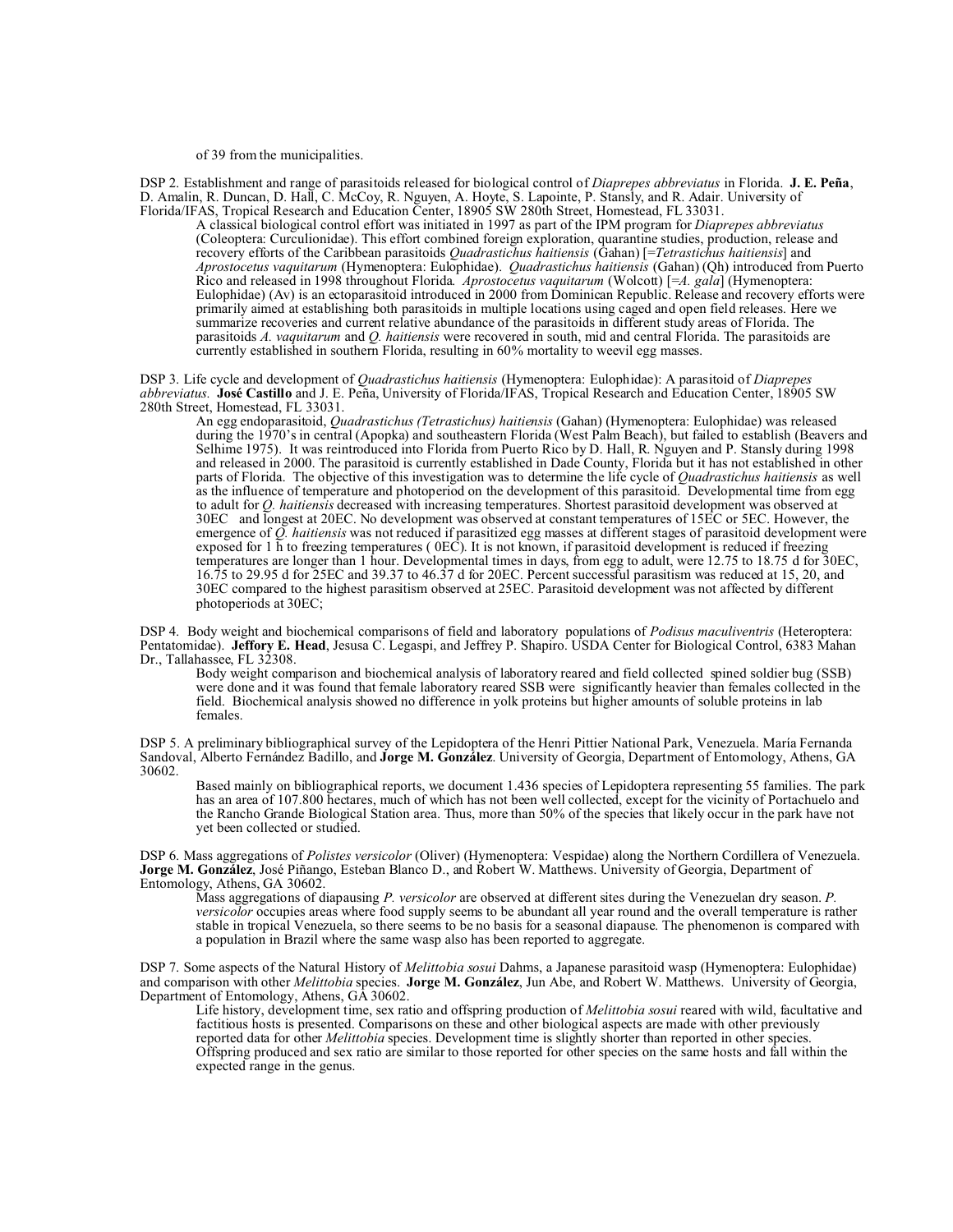of 39 from the municipalities.

DSP 2. Establishment and range of parasitoids released for biological control of *Diaprepes abbreviatus* in Florida. **J. E. Peña**, D. Amalin, R. Duncan, D. Hall, C. McCoy, R. Nguyen, A. Hoyte, S. Lapointe, P. Stansly, and R. Adair. University of Florida/IFAS, Tropical Research and Education Center, 18905 SW 280th Street, Homestead, FL 33031.

A classical biological control effort was initiated in 1997 as part of the IPM program for *Diaprepes abbreviatus* (Coleoptera: Curculionidae). This effort combined foreign exploration, quarantine studies, production, release and recovery efforts of the Caribbean parasitoids *Quadrastichus haitiensis* (Gahan) [=*Tetrastichus haitiensis*] and *Aprostocetus vaquitarum* (Hymenoptera: Eulophidae). *Quadrastichus haitiensis* (Gahan) (Qh) introduced from Puerto Rico and released in 1998 throughout Florida. *Aprostocetus vaquitarum* (Wolcott) [=*A. gala*] (Hymenoptera: Eulophidae) (Av) is an ectoparasitoid introduced in 2000 from Dominican Republic. Release and recovery efforts were primarily aimed at establishing both parasitoids in multiple locations using caged and open field releases. Here we summarize recoveries and current relative abundance of the parasitoids in different study areas of Florida. The parasitoids *A. vaquitarum* and *Q. haitiensis* were recovered in south, mid and central Florida. The parasitoids are currently established in southern Florida, resulting in 60% mortality to weevil egg masses.

DSP 3. Life cycle and development of *Quadrastichus haitiensis* (Hymenoptera: Eulophidae): A parasitoid of *Diaprepes abbreviatus*. **José Castillo** and J. E. Peña, University of Florida/IFAS, Tropical Research and Education Center, 18905 SW 280th Street, Homestead, FL 33031.

An egg endoparasitoid, *Quadrastichus (Tetrastichus) haitiensis* (Gahan) (Hymenoptera: Eulophidae) was released during the 1970's in central (Apopka) and southeastern Florida (West Palm Beach), but failed to establish (Beavers and Selhime 1975). It was reintroduced into Florida from Puerto Rico by D. Hall, R. Nguyen and P. Stansly during 1998 and released in 2000. The parasitoid is currently established in Dade County, Florida but it has not established in other parts of Florida. The objective of this investigation was to determine the life cycle of *Quadrastichus haitiensis* as well as the influence of temperature and photoperiod on the development of this parasitoid. Developmental time from egg to adult for *Q. haitiensis* decreased with increasing temperatures. Shortest parasitoid development was observed at 30EC and longest at 20EC. No development was observed at constant temperatures of 15EC or 5EC. However, the emergence of *Q. haitiensis* was not reduced if parasitized egg masses at different stages of parasitoid development were exposed for 1 h to freezing temperatures ( 0EC). It is not known, if parasitoid development is reduced if freezing temperatures are longer than 1 hour. Developmental times in days, from egg to adult, were 12.75 to 18.75 d for 30EC, 16.75 to 29.95 d for 25EC and 39.37 to 46.37 d for 20EC. Percent successful parasitism was reduced at 15, 20, and 30EC compared to the highest parasitism observed at 25EC. Parasitoid development was not affected by different photoperiods at 30EC;

DSP 4. Body weight and biochemical comparisons of field and laboratory populations of *Podisus maculiventris* (Heteroptera: Pentatomidae). **Jeffory E. Head**, Jesusa C. Legaspi, and Jeffrey P. Shapiro. USDA Center for Biological Control, 6383 Mahan Dr., Tallahassee, FL 32308.

Body weight comparison and biochemical analysis of laboratory reared and field collected spined soldier bug (SSB) were done and it was found that female laboratory reared SSB were significantly heavier than females collected in the field. Biochemical analysis showed no difference in yolk proteins but higher amounts of soluble proteins in lab females.

DSP 5. A preliminary bibliographical survey of the Lepidoptera of the Henri Pittier National Park, Venezuela. María Fernanda Sandoval, Alberto Fernández Badillo, and **Jorge M. González**. University of Georgia, Department of Entomology, Athens, GA 30602.

Based mainly on bibliographical reports, we document 1.436 species of Lepidoptera representing 55 families. The park has an area of 107.800 hectares, much of which has not been well collected, except for the vicinity of Portachuelo and the Rancho Grande Biological Station area. Thus, more than 50% of the species that likely occur in the park have not yet been collected or studied.

DSP 6. Mass aggregations of *Polistes versicolor* (Oliver) (Hymenoptera: Vespidae) along the Northern Cordillera of Venezuela. **Jorge M. González**, José Piñango, Esteban Blanco D., and Robert W. Matthews. University of Georgia, Department of Entomology, Athens, GA 30602.

Mass aggregations of diapausing *P. versicolor* are observed at different sites during the Venezuelan dry season. *P. versicolor* occupies areas where food supply seems to be abundant all year round and the overall temperature is rather stable in tropical Venezuela, so there seems to be no basis for a seasonal diapause. The phenomenon is compared with a population in Brazil where the same wasp also has been reported to aggregate.

DSP 7. Some aspects of the Natural History of *Melittobia sosui* Dahms, a Japanese parasitoid wasp (Hymenoptera: Eulophidae) and comparison with other *Melittobia* species. **Jorge M. González**, Jun Abe, and Robert W. Matthews. University of Georgia, Department of Entomology, Athens, GA 30602.

Life history, development time, sex ratio and offspring production of *Melittobia sosui* reared with wild, facultative and factitious hosts is presented. Comparisons on these and other biological aspects are made with other previously reported data for other *Melittobia* species. Development time is slightly shorter than reported in other species. Offspring produced and sex ratio are similar to those reported for other species on the same hosts and fall within the expected range in the genus.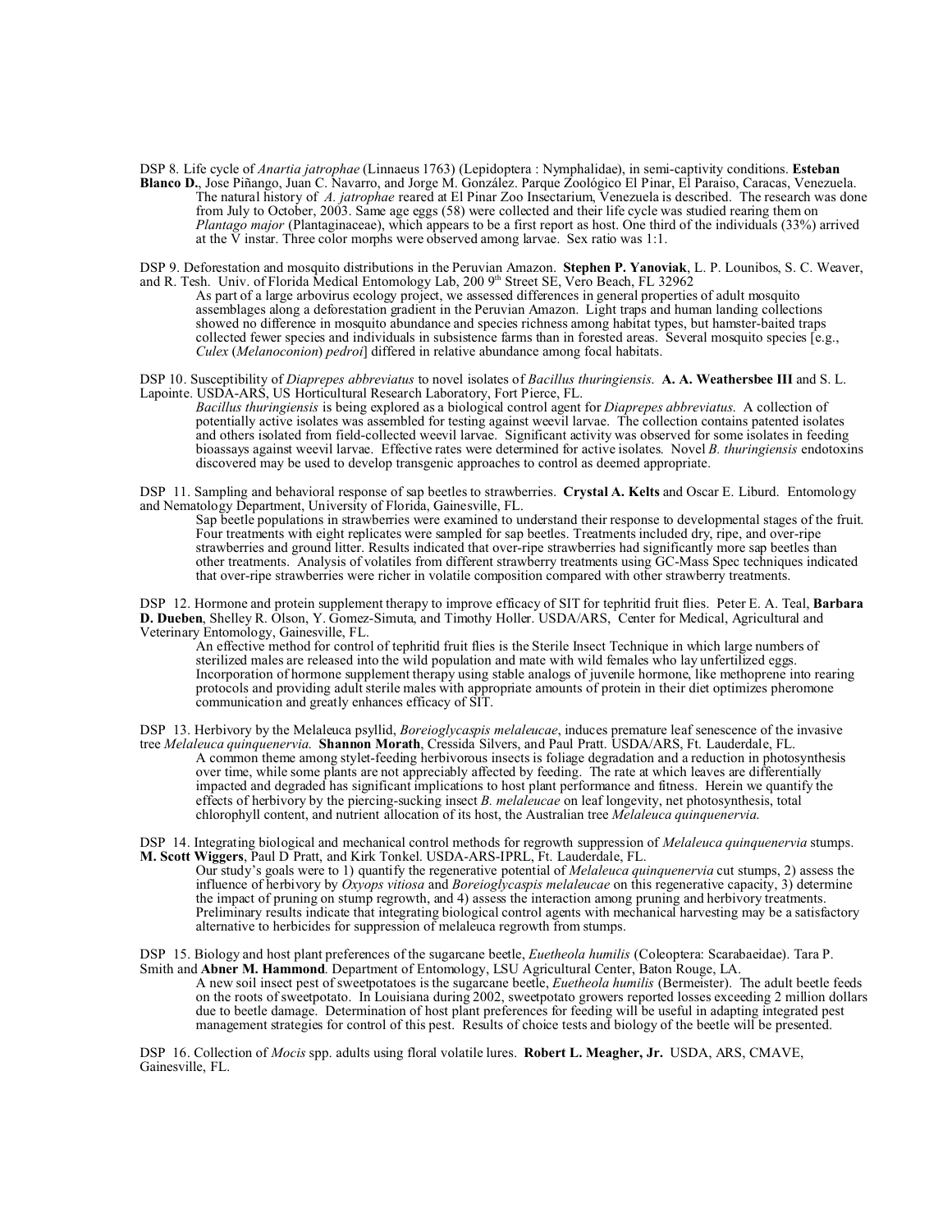DSP 8. Life cycle of *Anartia jatrophae* (Linnaeus 1763) (Lepidoptera : Nymphalidae), in semi-captivity conditions. **Esteban Blanco D.**, Jose Piñango, Juan C. Navarro, and Jorge M. González. Parque Zoológico El Pinar, El Paraiso, Caracas, Venezuela.

The natural history of *A. jatrophae* reared at El Pinar Zoo Insectarium, Venezuela is described. The research was done from July to October, 2003. Same age eggs (58) were collected and their life cycle was studied rearing them on *Plantago major* (Plantaginaceae), which appears to be a first report as host. One third of the individuals (33%) arrived at the V instar. Three color morphs were observed among larvae. Sex ratio was 1:1.

DSP 9. Deforestation and mosquito distributions in the Peruvian Amazon. **Stephen P. Yanoviak**, L. P. Lounibos, S. C. Weaver, and R. Tesh. Univ. of Florida Medical Entomology Lab, 200 9th Street SE, Vero Beach, FL 32962

As part of a large arbovirus ecology project, we assessed differences in general properties of adult mosquito assemblages along a deforestation gradient in the Peruvian Amazon. Light traps and human landing collections showed no difference in mosquito abundance and species richness among habitat types, but hamster-baited traps collected fewer species and individuals in subsistence farms than in forested areas. Several mosquito species [e.g., *Culex* (*Melanoconion*) *pedroi*] differed in relative abundance among focal habitats.

DSP 10. Susceptibility of *Diaprepes abbreviatus* to novel isolates of *Bacillus thuringiensis*. **A. A. Weathersbee III** and S. L. Lapointe. USDA-ARS, US Horticultural Research Laboratory, Fort Pierce, FL.

*Bacillus thuringiensis* is being explored as a biological control agent for *Diaprepes abbreviatus*. A collection of potentially active isolates was assembled for testing against weevil larvae. The collection contains patented isolates and others isolated from field-collected weevil larvae. Significant activity was observed for some isolates in feeding bioassays against weevil larvae. Effective rates were determined for active isolates. Novel *B. thuringiensis* endotoxins discovered may be used to develop transgenic approaches to control as deemed appropriate.

DSP 11. Sampling and behavioral response of sap beetles to strawberries. **Crystal A. Kelts** and Oscar E. Liburd. Entomology and Nematology Department, University of Florida, Gainesville, FL.

Sap beetle populations in strawberries were examined to understand their response to developmental stages of the fruit. Four treatments with eight replicates were sampled for sap beetles. Treatments included dry, ripe, and over-ripe strawberries and ground litter. Results indicated that over-ripe strawberries had significantly more sap beetles than other treatments. Analysis of volatiles from different strawberry treatments using GC-Mass Spec techniques indicated that over-ripe strawberries were richer in volatile composition compared with other strawberry treatments.

DSP 12. Hormone and protein supplement therapy to improve efficacy of SIT for tephritid fruit flies. Peter E. A. Teal, **Barbara D. Dueben**, Shelley R. Olson, Y. Gomez-Simuta, and Timothy Holler. USDA/ARS, Center for Medical, Agricultural and Veterinary Entomology, Gainesville, FL.

An effective method for control of tephritid fruit flies is the Sterile Insect Technique in which large numbers of sterilized males are released into the wild population and mate with wild females who lay unfertilized eggs. Incorporation of hormone supplement therapy using stable analogs of juvenile hormone, like methoprene into rearing protocols and providing adult sterile males with appropriate amounts of protein in their diet optimizes pheromone communication and greatly enhances efficacy of SIT.

DSP 13. Herbivory by the Melaleuca psyllid, *Boreioglycaspis melaleucae*, induces premature leaf senescence of the invasive tree *Melaleuca quinquenervia.* **Shannon Morath**, Cressida Silvers, and Paul Pratt. USDA/ARS, Ft. Lauderdale, FL.

A common theme among stylet-feeding herbivorous insects is foliage degradation and a reduction in photosynthesis over time, while some plants are not appreciably affected by feeding. The rate at which leaves are differentially impacted and degraded has significant implications to host plant performance and fitness. Herein we quantify the effects of herbivory by the piercing-sucking insect *B. melaleucae* on leaf longevity, net photosynthesis, total chlorophyll content, and nutrient allocation of its host, the Australian tree *Melaleuca quinquenervia.*

DSP 14. Integrating biological and mechanical control methods for regrowth suppression of *Melaleuca quinquenervia* stumps. **M. Scott Wiggers**, Paul D Pratt, and Kirk Tonkel. USDA-ARS-IPRL, Ft. Lauderdale, FL.

Our study's goals were to 1) quantify the regenerative potential of *Melaleuca quinquenervia* cut stumps, 2) assess the influence of herbivory by *Oxyops vitiosa* and *Boreioglycaspis melaleucae* on this regenerative capacity, 3) determine the impact of pruning on stump regrowth, and 4) assess the interaction among pruning and herbivory treatments. Preliminary results indicate that integrating biological control agents with mechanical harvesting may be a satisfactory alternative to herbicides for suppression of melaleuca regrowth from stumps.

DSP 15. Biology and host plant preferences of the sugarcane beetle, *Euetheola humilis* (Coleoptera: Scarabaeidae). Tara P. Smith and **Abner M. Hammond**. Department of Entomology, LSU Agricultural Center, Baton Rouge, LA.

A new soil insect pest of sweetpotatoes is the sugarcane beetle, *Euetheola humilis* (Bermeister). The adult beetle feeds on the roots of sweetpotato. In Louisiana during 2002, sweetpotato growers reported losses exceeding 2 million dollars due to beetle damage. Determination of host plant preferences for feeding will be useful in adapting integrated pest management strategies for control of this pest. Results of choice tests and biology of the beetle will be presented.

DSP 16. Collection of *Mocis* spp. adults using floral volatile lures. **Robert L. Meagher, Jr.** USDA, ARS, CMAVE, Gainesville, FL.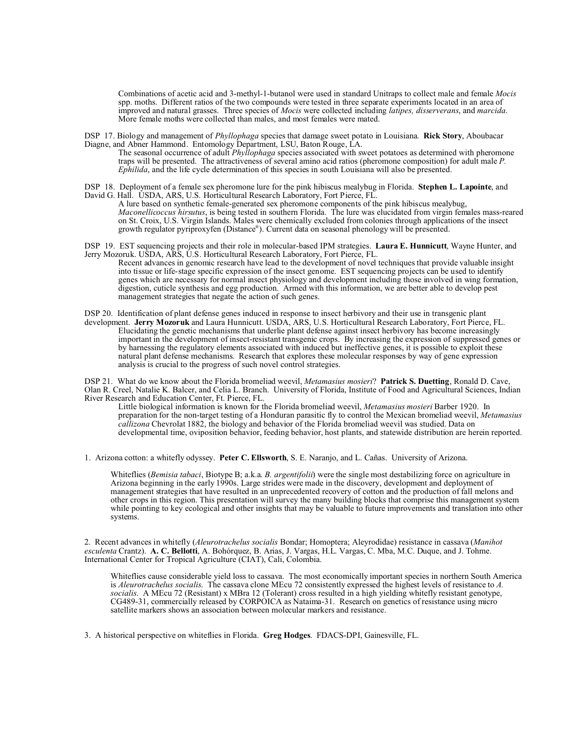Combinations of acetic acid and 3-methyl-1-butanol were used in standard Unitraps to collect male and female *Mocis* spp. moths. Different ratios of the two compounds were tested in three separate experiments located in an area of improved and natural grasses. Three species of *Mocis* were collected including *latipes, disserverans*, and *marcida*. More female moths were collected than males, and most females were mated.

DSP 17. Biology and management of *Phyllophaga* species that damage sweet potato in Louisiana. **Rick Story**, Aboubacar Diagne, and Abner Hammond. Entomology Department, LSU, Baton Rouge, LA.

The seasonal occurrence of adult *Phyllophaga* species associated with sweet potatoes as determined with pheromone traps will be presented. The attractiveness of several amino acid ratios (pheromone composition) for adult male *P. Ephilida*, and the life cycle determination of this species in south Louisiana will also be presented.

DSP 18. Deployment of a female sex pheromone lure for the pink hibiscus mealybug in Florida. **Stephen L. Lapointe**, and David G. Hall. USDA, ARS, U.S. Horticultural Research Laboratory, Fort Pierce, FL.

A lure based on synthetic female-generated sex pheromone components of the pink hibiscus mealybug, *Maconellicoccus hirsutus*, is being tested in southern Florida. The lure was elucidated from virgin females mass-reared on St. Croix, U.S. Virgin Islands. Males were chemically excluded from colonies through applications of the insect growth regulator pyriproxyfen (Distance®). Current data on seasonal phenology will be presented.

DSP 19. EST sequencing projects and their role in molecular-based IPM strategies. **Laura E. Hunnicutt**, Wayne Hunter, and Jerry Mozoruk. USDA, ARS, U.S. Horticultural Research Laboratory, Fort Pierce, FL.

Recent advances in genomic research have lead to the development of novel techniques that provide valuable insight into tissue or life-stage specific expression of the insect genome. EST sequencing projects can be used to identify genes which are necessary for normal insect physiology and development including those involved in wing formation, digestion, cuticle synthesis and egg production. Armed with this information, we are better able to develop pest management strategies that negate the action of such genes.

DSP 20. Identification of plant defense genes induced in response to insect herbivory and their use in transgenic plant development. **Jerry Mozoruk** and Laura Hunnicutt. USDA, ARS, U.S. Horticultural Research Laboratory, Fort Pierce, FL.

Elucidating the genetic mechanisms that underlie plant defense against insect herbivory has become increasingly important in the development of insect-resistant transgenic crops. By increasing the expression of suppressed genes or by harnessing the regulatory elements associated with induced but ineffective genes, it is possible to exploit these natural plant defense mechanisms. Research that explores these molecular responses by way of gene expression analysis is crucial to the progress of such novel control strategies.

DSP 21. What do we know about the Florida bromeliad weevil, *Metamasius mosieri*? **Patrick S. Duetting**, Ronald D. Cave, Olan R. Creel, Natalie K. Balcer, and Celia L. Branch. University of Florida, Institute of Food and Agricultural Sciences, Indian River Research and Education Center, Ft. Pierce, FL.

Little biological information is known for the Florida bromeliad weevil, *Metamasius mosieri* Barber 1920. In preparation for the non-target testing of a Honduran parasitic fly to control the Mexican bromeliad weevil, *Metamasius callizona* Chevrolat 1882, the biology and behavior of the Florida bromeliad weevil was studied. Data on developmental time, oviposition behavior, feeding behavior, host plants, and statewide distribution are herein reported.

1. Arizona cotton: a whitefly odyssey. **Peter C. Ellsworth**, S. E. Naranjo, and L. Cañas. University of Arizona.

Whiteflies (*Bemisia tabaci*, Biotype B; a.k.a. *B. argentifolii*) were the single most destabilizing force on agriculture in Arizona beginning in the early 1990s. Large strides were made in the discovery, development and deployment of management strategies that have resulted in an unprecedented recovery of cotton and the production of fall melons and other crops in this region. This presentation will survey the many building blocks that comprise this management system while pointing to key ecological and other insights that may be valuable to future improvements and translation into other systems.

2. Recent advances in whitefly (*Aleurotrachelus socialis* Bondar; Homoptera; Aleyrodidae) resistance in cassava (*Manihot esculenta* Crantz). **A. C. Bellotti**, A. Bohórquez, B. Arias, J. Vargas, H.L. Vargas, C. Mba, M.C. Duque, and J. Tohme. International Center for Tropical Agriculture (CIAT), Cali, Colombia.

Whiteflies cause considerable yield loss to cassava. The most economically important species in northern South America is *Aleurotrachelus socialis.* The cassava clone MEcu 72 consistently expressed the highest levels of resistance to *A. socialis*. A MEcu 72 (Resistant) x MBra 12 (Tolerant) cross resulted in a high yielding whitefly resistant genotype, CG489-31, commercially released by CORPOICA as Nataima-31. Research on genetics of resistance using micro satellite markers shows an association between molecular markers and resistance.

3. A historical perspective on whiteflies in Florida. **Greg Hodges**. FDACS-DPI, Gainesville, FL.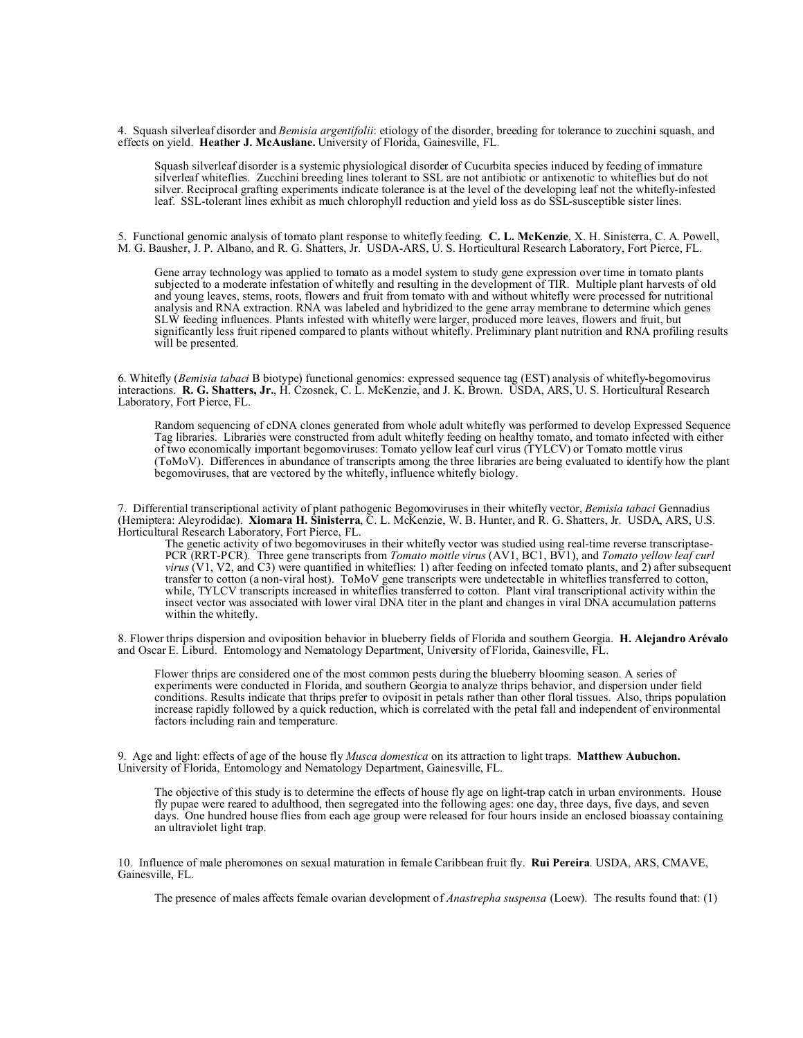4. Squash silverleaf disorder and *Bemisia argentifolii*: etiology of the disorder, breeding for tolerance to zucchini squash, and effects on yield. **Heather J. McAuslane.** University of Florida, Gainesville, FL.

> Squash silverleaf disorder is a systemic physiological disorder of Cucurbita species induced by feeding of immature silverleaf whiteflies. Zucchini breeding lines tolerant to SSL are not antibiotic or antixenotic to whiteflies but do not silver. Reciprocal grafting experiments indicate tolerance is at the level of the developing leaf not the whitefly-infested leaf. SSL-tolerant lines exhibit as much chlorophyll reduction and yield loss as do SSL-susceptible sister lines.

5. Functional genomic analysis of tomato plant response to whitefly feeding. **C. L. McKenzie**, X. H. Sinisterra, C. A. Powell, M. G. Bausher, J. P. Albano, and R. G. Shatters, Jr. USDA-ARS, U. S. Horticultural Research Laboratory, Fort Pierce, FL.

> Gene array technology was applied to tomato as a model system to study gene expression over time in tomato plants subjected to a moderate infestation of whitefly and resulting in the development of TIR. Multiple plant harvests of old and young leaves, stems, roots, flowers and fruit from tomato with and without whitefly were processed for nutritional analysis and RNA extraction. RNA was labeled and hybridized to the gene array membrane to determine which genes SLW feeding influences. Plants infested with whitefly were larger, produced more leaves, flowers and fruit, but significantly less fruit ripened compared to plants without whitefly. Preliminary plant nutrition and RNA profiling results will be presented.

6. Whitefly (*Bemisia tabaci* B biotype) functional genomics: expressed sequence tag (EST) analysis of whitefly-begomovirus interactions. **R. G. Shatters, Jr.**, H. Czosnek, C. L. McKenzie, and J. K. Brown. USDA, ARS, U. S. Horticultural Research Laboratory, Fort Pierce, FL.

> Random sequencing of cDNA clones generated from whole adult whitefly was performed to develop Expressed Sequence Tag libraries. Libraries were constructed from adult whitefly feeding on healthy tomato, and tomato infected with either of two economically important begomoviruses: Tomato yellow leaf curl virus (TYLCV) or Tomato mottle virus (ToMoV). Differences in abundance of transcripts among the three libraries are being evaluated to identify how the plant begomoviruses, that are vectored by the whitefly, influence whitefly biology.

7. Differential transcriptional activity of plant pathogenic Begomoviruses in their whitefly vector, *Bemisia tabaci* Gennadius (Hemiptera: Aleyrodidae). **Xiomara H. Sinisterra**, C. L. McKenzie, W. B. Hunter, and R. G. Shatters, Jr. USDA, ARS, U.S. Horticultural Research Laboratory, Fort Pierce, FL.

> The genetic activity of two begomoviruses in their whitefly vector was studied using real-time reverse transcriptase-PCR (RRT-PCR). Three gene transcripts from *Tomato mottle virus* (AV1, BC1, BV1), and *Tomato yellow leaf curl virus* (V1, V2, and C3) were quantified in whiteflies: 1) after feeding on infected tomato plants, and 2) after subsequent transfer to cotton (a non-viral host). ToMoV gene transcripts were undetectable in whiteflies transferred to cotton, while, TYLCV transcripts increased in whiteflies transferred to cotton. Plant viral transcriptional activity within the insect vector was associated with lower viral DNA titer in the plant and changes in viral DNA accumulation patterns within the whitefly.

8. Flower thrips dispersion and oviposition behavior in blueberry fields of Florida and southern Georgia. **H. Alejandro Arévalo** and Oscar E. Liburd. Entomology and Nematology Department, University of Florida, Gainesville, FL.

> Flower thrips are considered one of the most common pests during the blueberry blooming season. A series of experiments were conducted in Florida, and southern Georgia to analyze thrips behavior, and dispersion under field conditions. Results indicate that thrips prefer to oviposit in petals rather than other floral tissues. Also, thrips population increase rapidly followed by a quick reduction, which is correlated with the petal fall and independent of environmental factors including rain and temperature.

9. Age and light: effects of age of the house fly *Musca domestica* on its attraction to light traps. **Matthew Aubuchon.** University of Florida, Entomology and Nematology Department, Gainesville, FL.

> The objective of this study is to determine the effects of house fly age on light-trap catch in urban environments. House fly pupae were reared to adulthood, then segregated into the following ages: one day, three days, five days, and seven days. One hundred house flies from each age group were released for four hours inside an enclosed bioassay containing an ultraviolet light trap.

10. Influence of male pheromones on sexual maturation in female Caribbean fruit fly. **Rui Pereira**. USDA, ARS, CMAVE, Gainesville, FL.

> The presence of males affects female ovarian development of *Anastrepha suspensa* (Loew). The results found that: (1)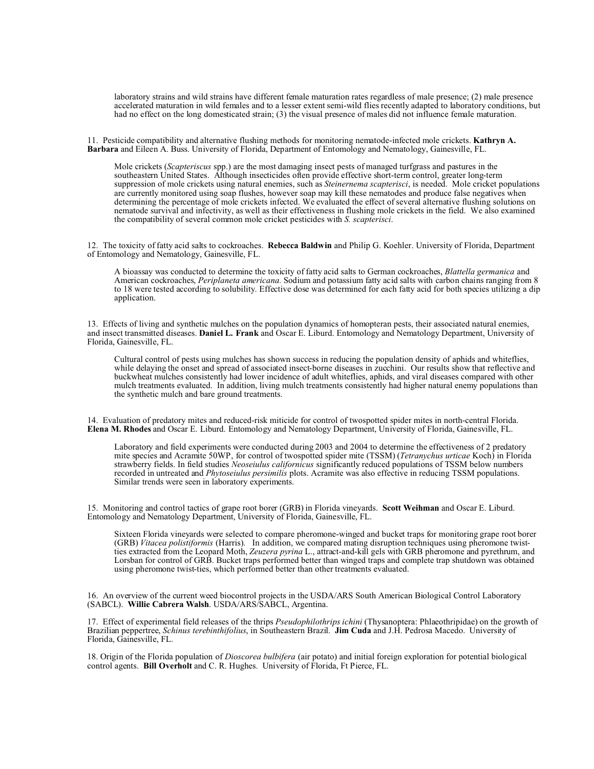laboratory strains and wild strains have different female maturation rates regardless of male presence; (2) male presence accelerated maturation in wild females and to a lesser extent semi-wild flies recently adapted to laboratory conditions, but had no effect on the long domesticated strain; (3) the visual presence of males did not influence female maturation.

11. Pesticide compatibility and alternative flushing methods for monitoring nematode-infected mole crickets. **Kathryn A. Barbara** and Eileen A. Buss. University of Florida, Department of Entomology and Nematology, Gainesville, FL.

Mole crickets (*Scapteriscus* spp.) are the most damaging insect pests of managed turfgrass and pastures in the southeastern United States. Although insecticides often provide effective short-term control, greater long-term suppression of mole crickets using natural enemies, such as *Steinernema scapterisci*, is needed. Mole cricket populations are currently monitored using soap flushes, however soap may kill these nematodes and produce false negatives when determining the percentage of mole crickets infected. We evaluated the effect of several alternative flushing solutions on nematode survival and infectivity, as well as their effectiveness in flushing mole crickets in the field. We also examined the compatibility of several common mole cricket pesticides with *S. scapterisci*.

12. The toxicity of fatty acid salts to cockroaches. **Rebecca Baldwin** and Philip G. Koehler. University of Florida, Department of Entomology and Nematology, Gainesville, FL.

A bioassay was conducted to determine the toxicity of fatty acid salts to German cockroaches, *Blattella germanica* and American cockroaches, *Periplaneta americana*. Sodium and potassium fatty acid salts with carbon chains ranging from 8 to 18 were tested according to solubility. Effective dose was determined for each fatty acid for both species utilizing a dip application.

13. Effects of living and synthetic mulches on the population dynamics of homopteran pests, their associated natural enemies, and insect transmitted diseases. **Daniel L. Frank** and Oscar E. Liburd. Entomology and Nematology Department, University of Florida, Gainesville, FL.

Cultural control of pests using mulches has shown success in reducing the population density of aphids and whiteflies, while delaying the onset and spread of associated insect-borne diseases in zucchini. Our results show that reflective and buckwheat mulches consistently had lower incidence of adult whiteflies, aphids, and viral diseases compared with other mulch treatments evaluated. In addition, living mulch treatments consistently had higher natural enemy populations than the synthetic mulch and bare ground treatments.

14. Evaluation of predatory mites and reduced-risk miticide for control of twospotted spider mites in north-central Florida. **Elena M. Rhodes** and Oscar E. Liburd. Entomology and Nematology Department, University of Florida, Gainesville, FL.

Laboratory and field experiments were conducted during 2003 and 2004 to determine the effectiveness of 2 predatory mite species and Acramite 50WP, for control of twospotted spider mite (TSSM) (*Tetranychus urticae* Koch) in Florida strawberry fields. In field studies *Neoseiulus californicus* significantly reduced populations of TSSM below numbers recorded in untreated and *Phytoseiulus persimilis* plots. Acramite was also effective in reducing TSSM populations. Similar trends were seen in laboratory experiments.

15. Monitoring and control tactics of grape root borer (GRB) in Florida vineyards. **Scott Weihman** and Oscar E. Liburd. Entomology and Nematology Department, University of Florida, Gainesville, FL.

Sixteen Florida vineyards were selected to compare pheromone-winged and bucket traps for monitoring grape root borer (GRB) *Vitacea polistiformis* (Harris). In addition, we compared mating disruption techniques using pheromone twist-ties extracted from the Leopard Moth, *Zeuzera pyrina* L., attract-and-kill gels with GRB pheromone and pyrethrum, and Lorsban for control of GRB. Bucket traps performed better than winged traps and complete trap shutdown was obtained using pheromone twist-ties, which performed better than other treatments evaluated.

16. An overview of the current weed biocontrol projects in the USDA/ARS South American Biological Control Laboratory (SABCL). **Willie Cabrera Walsh**. USDA/ARS/SABCL, Argentina.

17. Effect of experimental field releases of the thrips *Pseudophilothrips ichini* (Thysanoptera: Phlaeothripidae) on the growth of Brazilian peppertree, *Schinus terebinthifolius*, in Southeastern Brazil. **Jim Cuda** and J.H. Pedrosa Macedo. University of Florida, Gainesville, FL.

18. Origin of the Florida population of *Dioscorea bulbifera* (air potato) and initial foreign exploration for potential biological control agents. **Bill Overholt** and C. R. Hughes. University of Florida, Ft Pierce, FL.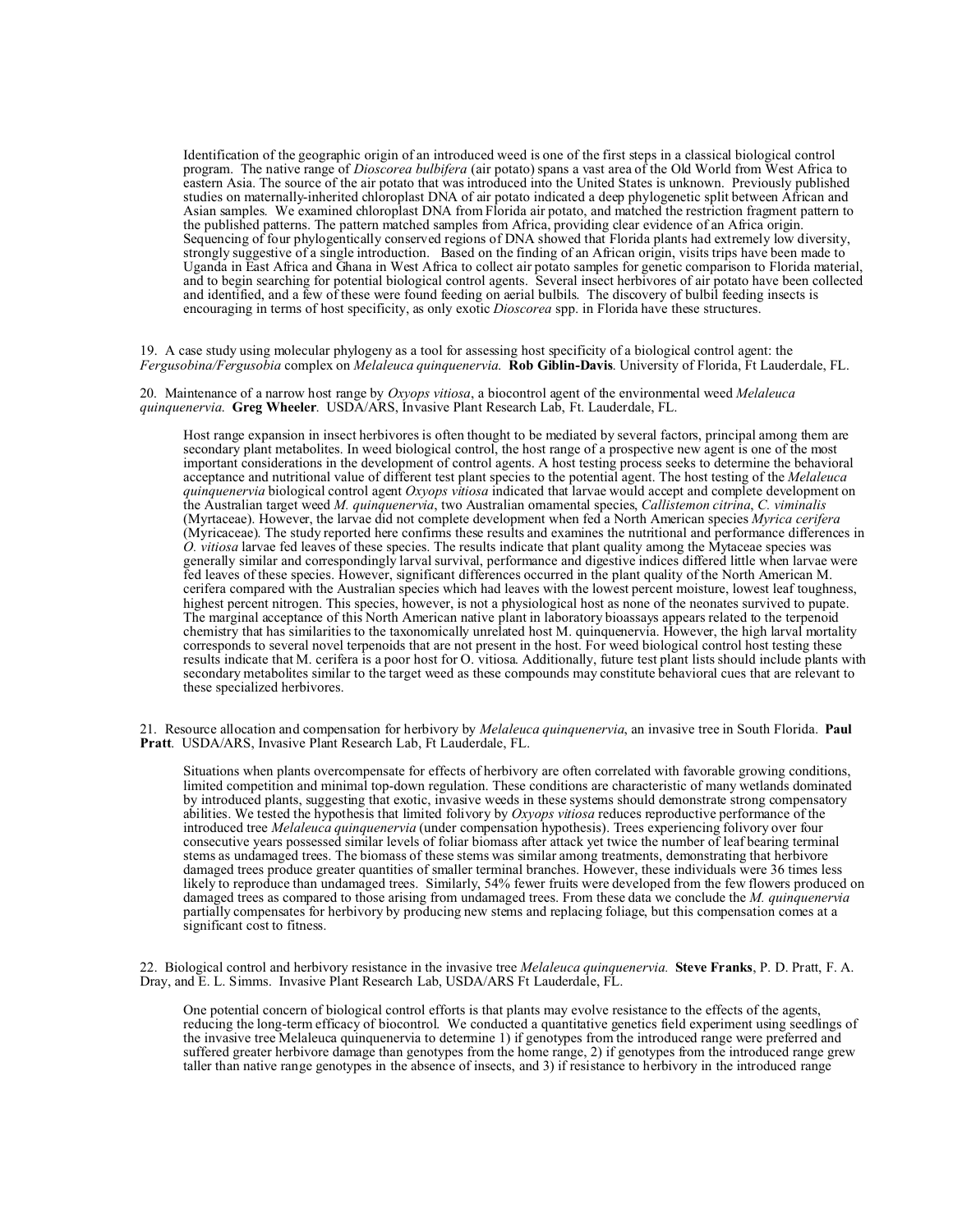Identification of the geographic origin of an introduced weed is one of the first steps in a classical biological control program. The native range of *Dioscorea bulbifera* (air potato) spans a vast area of the Old World from West Africa to eastern Asia. The source of the air potato that was introduced into the United States is unknown. Previously published studies on maternally-inherited chloroplast DNA of air potato indicated a deep phylogenetic split between African and Asian samples. We examined chloroplast DNA from Florida air potato, and matched the restriction fragment pattern to the published patterns. The pattern matched samples from Africa, providing clear evidence of an Africa origin. Sequencing of four phylogentically conserved regions of DNA showed that Florida plants had extremely low diversity, strongly suggestive of a single introduction. Based on the finding of an African origin, visits trips have been made to Uganda in East Africa and Ghana in West Africa to collect air potato samples for genetic comparison to Florida material, and to begin searching for potential biological control agents. Several insect herbivores of air potato have been collected and identified, and a few of these were found feeding on aerial bulbils. The discovery of bulbil feeding insects is encouraging in terms of host specificity, as only exotic *Dioscorea* spp. in Florida have these structures.

19. A case study using molecular phylogeny as a tool for assessing host specificity of a biological control agent: the *Fergusobina/Fergusobia* complex on *Melaleuca quinquenervia*. **Rob Giblin-Davis**. University of Florida, Ft Lauderdale, FL.

20. Maintenance of a narrow host range by *Oxyops vitiosa*, a biocontrol agent of the environmental weed *Melaleuca quinquenervia*. **Greg Wheeler**. USDA/ARS, Invasive Plant Research Lab, Ft. Lauderdale, FL.

Host range expansion in insect herbivores is often thought to be mediated by several factors, principal among them are secondary plant metabolites. In weed biological control, the host range of a prospective new agent is one of the most important considerations in the development of control agents. A host testing process seeks to determine the behavioral acceptance and nutritional value of different test plant species to the potential agent. The host testing of the *Melaleuca quinquenervia* biological control agent *Oxyops vitiosa* indicated that larvae would accept and complete development on the Australian target weed *M. quinquenervia*, two Australian ornamental species, *Callistemon citrina*, *C. viminalis* (Myrtaceae). However, the larvae did not complete development when fed a North American species *Myrica cerifera* (Myricaceae). The study reported here confirms these results and examines the nutritional and performance differences in *O. vitiosa* larvae fed leaves of these species. The results indicate that plant quality among the Mytaceae species was generally similar and correspondingly larval survival, performance and digestive indices differed little when larvae were fed leaves of these species. However, significant differences occurred in the plant quality of the North American M. cerifera compared with the Australian species which had leaves with the lowest percent moisture, lowest leaf toughness, highest percent nitrogen. This species, however, is not a physiological host as none of the neonates survived to pupate. The marginal acceptance of this North American native plant in laboratory bioassays appears related to the terpenoid chemistry that has similarities to the taxonomically unrelated host M. quinquenervia. However, the high larval mortality corresponds to several novel terpenoids that are not present in the host. For weed biological control host testing these results indicate that M. cerifera is a poor host for O. vitiosa. Additionally, future test plant lists should include plants with secondary metabolites similar to the target weed as these compounds may constitute behavioral cues that are relevant to these specialized herbivores.

21. Resource allocation and compensation for herbivory by *Melaleuca quinquenervia*, an invasive tree in South Florida. **Paul Pratt**. USDA/ARS, Invasive Plant Research Lab, Ft Lauderdale, FL.

Situations when plants overcompensate for effects of herbivory are often correlated with favorable growing conditions, limited competition and minimal top-down regulation. These conditions are characteristic of many wetlands dominated by introduced plants, suggesting that exotic, invasive weeds in these systems should demonstrate strong compensatory abilities. We tested the hypothesis that limited folivory by *Oxyops vitiosa* reduces reproductive performance of the introduced tree *Melaleuca quinquenervia* (under compensation hypothesis). Trees experiencing folivory over four consecutive years possessed similar levels of foliar biomass after attack yet twice the number of leaf bearing terminal stems as undamaged trees. The biomass of these stems was similar among treatments, demonstrating that herbivore damaged trees produce greater quantities of smaller terminal branches. However, these individuals were 36 times less likely to reproduce than undamaged trees. Similarly, 54% fewer fruits were developed from the few flowers produced on damaged trees as compared to those arising from undamaged trees. From these data we conclude the *M. quinquenervia* partially compensates for herbivory by producing new stems and replacing foliage, but this compensation comes at a significant cost to fitness.

22. Biological control and herbivory resistance in the invasive tree *Melaleuca quinquenervia.* **Steve Franks**, P. D. Pratt, F. A. Dray, and E. L. Simms. Invasive Plant Research Lab, USDA/ARS Ft Lauderdale, FL.

One potential concern of biological control efforts is that plants may evolve resistance to the effects of the agents, reducing the long-term efficacy of biocontrol. We conducted a quantitative genetics field experiment using seedlings of the invasive tree Melaleuca quinquenervia to determine 1) if genotypes from the introduced range were preferred and suffered greater herbivore damage than genotypes from the home range, 2) if genotypes from the introduced range grew taller than native range genotypes in the absence of insects, and 3) if resistance to herbivory in the introduced range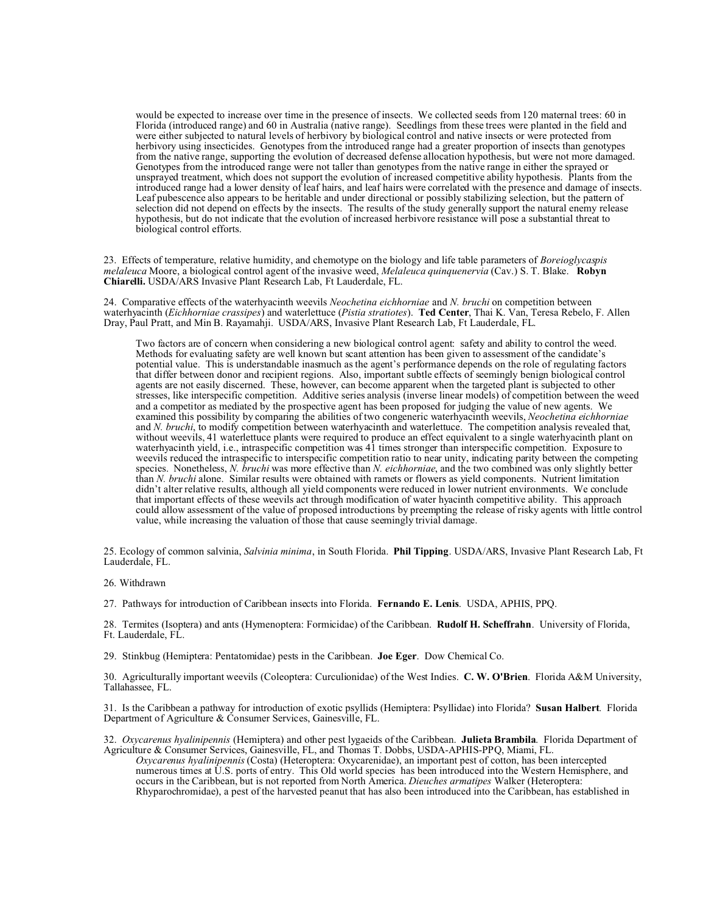would be expected to increase over time in the presence of insects. We collected seeds from 120 maternal trees: 60 in Florida (introduced range) and 60 in Australia (native range). Seedlings from these trees were planted in the field and were either subjected to natural levels of herbivory by biological control and native insects or were protected from herbivory using insecticides. Genotypes from the introduced range had a greater proportion of insects than genotypes from the native range, supporting the evolution of decreased defense allocation hypothesis, but were not more damaged. Genotypes from the introduced range were not taller than genotypes from the native range in either the sprayed or unsprayed treatment, which does not support the evolution of increased competitive ability hypothesis. Plants from the introduced range had a lower density of leaf hairs, and leaf hairs were correlated with the presence and damage of insects. Leaf pubescence also appears to be heritable and under directional or possibly stabilizing selection, but the pattern of selection did not depend on effects by the insects. The results of the study generally support the natural enemy release hypothesis, but do not indicate that the evolution of increased herbivore resistance will pose a substantial threat to biological control efforts.

23. Effects of temperature, relative humidity, and chemotype on the biology and life table parameters of *Boreioglycaspis melaleuca* Moore, a biological control agent of the invasive weed, *Melaleuca quinquenervia* (Cav.) S. T. Blake. **Robyn Chiarelli.** USDA/ARS Invasive Plant Research Lab, Ft Lauderdale, FL.

24. Comparative effects of the waterhyacinth weevils *Neochetina eichhorniae* and *N. bruchi* on competition between waterhyacinth (*Eichhorniae crassipes*) and waterlettuce (*Pistia stratiotes*). **Ted Center**, Thai K. Van, Teresa Rebelo, F. Allen Dray, Paul Pratt, and Min B. Rayamahji. USDA/ARS, Invasive Plant Research Lab, Ft Lauderdale, FL.

Two factors are of concern when considering a new biological control agent: safety and ability to control the weed. Methods for evaluating safety are well known but scant attention has been given to assessment of the candidate's potential value. This is understandable inasmuch as the agent's performance depends on the role of regulating factors that differ between donor and recipient regions. Also, important subtle effects of seemingly benign biological control agents are not easily discerned. These, however, can become apparent when the targeted plant is subjected to other stresses, like interspecific competition. Additive series analysis (inverse linear models) of competition between the weed and a competitor as mediated by the prospective agent has been proposed for judging the value of new agents. We examined this possibility by comparing the abilities of two congeneric waterhyacinth weevils, *Neochetina eichhorniae* and *N. bruchi*, to modify competition between waterhyacinth and waterlettuce. The competition analysis revealed that, without weevils, 41 waterlettuce plants were required to produce an effect equivalent to a single waterhyacinth plant on waterhyacinth yield, i.e., intraspecific competition was 41 times stronger than interspecific competition. Exposure to weevils reduced the intraspecific to interspecific competition ratio to near unity, indicating parity between the competing species. Nonetheless, *N. bruchi* was more effective than *N. eichhorniae*, and the two combined was only slightly better than *N. bruchi* alone. Similar results were obtained with ramets or flowers as yield components. Nutrient limitation didn't alter relative results, although all yield components were reduced in lower nutrient environments. We conclude that important effects of these weevils act through modification of water hyacinth competitive ability. This approach could allow assessment of the value of proposed introductions by preempting the release of risky agents with little control value, while increasing the valuation of those that cause seemingly trivial damage.

25. Ecology of common salvinia, *Salvinia minima*, in South Florida. **Phil Tipping**. USDA/ARS, Invasive Plant Research Lab, Ft Lauderdale, FL.

26. Withdrawn

27. Pathways for introduction of Caribbean insects into Florida. **Fernando E. Lenis**. USDA, APHIS, PPQ.

28. Termites (Isoptera) and ants (Hymenoptera: Formicidae) of the Caribbean. **Rudolf H. Scheffrahn**. University of Florida, Ft. Lauderdale, FL.

29. Stinkbug (Hemiptera: Pentatomidae) pests in the Caribbean. **Joe Eger**. Dow Chemical Co.

30. Agriculturally important weevils (Coleoptera: Curculionidae) of the West Indies. **C. W. O'Brien**. Florida A&M University, Tallahassee, FL.

31. Is the Caribbean a pathway for introduction of exotic psyllids (Hemiptera: Psyllidae) into Florida? **Susan Halbert**. Florida Department of Agriculture & Consumer Services, Gainesville, FL.

32. *Oxycarenus hyalinipennis* (Hemiptera) and other pest lygaeids of the Caribbean. **Julieta Brambila**. Florida Department of Agriculture & Consumer Services, Gainesville, FL, and Thomas T. Dobbs, USDA-APHIS-PPQ, Miami, FL.

*Oxycarenus hyalinipennis* (Costa) (Heteroptera: Oxycarenidae), an important pest of cotton, has been intercepted numerous times at U.S. ports of entry. This Old world species has been introduced into the Western Hemisphere, and occurs in the Caribbean, but is not reported from North America. *Dieuches armatipes* Walker (Heteroptera: Rhyparochromidae), a pest of the harvested peanut that has also been introduced into the Caribbean, has established in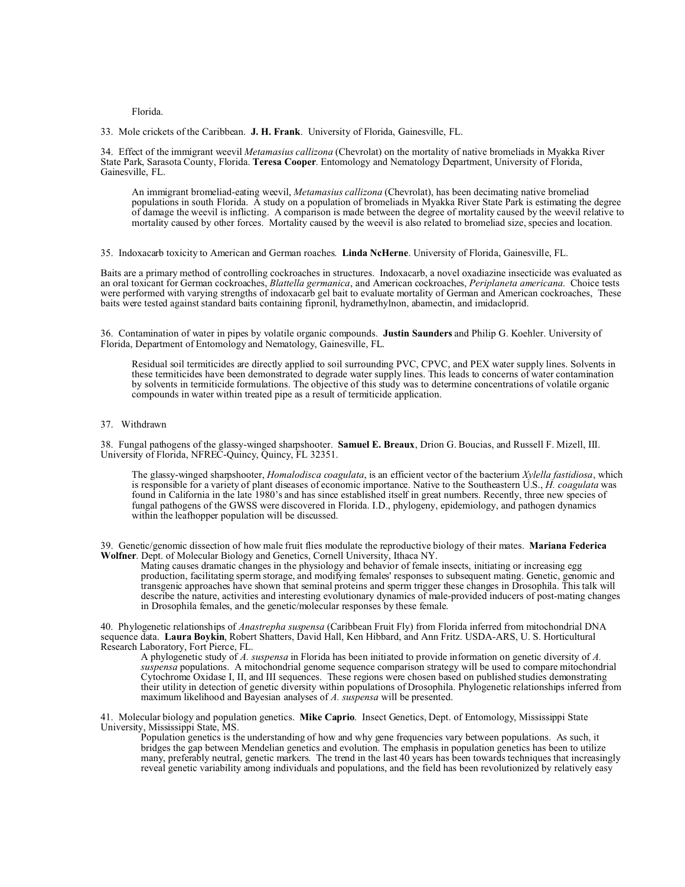Florida.

33. Mole crickets of the Caribbean. **J. H. Frank**. University of Florida, Gainesville, FL.

34. Effect of the immigrant weevil *Metamasius callizona* (Chevrolat) on the mortality of native bromeliads in Myakka River State Park, Sarasota County, Florida. **Teresa Cooper**. Entomology and Nematology Department, University of Florida, Gainesville, FL.

> An immigrant bromeliad-eating weevil, *Metamasius callizona* (Chevrolat), has been decimating native bromeliad populations in south Florida. A study on a population of bromeliads in Myakka River State Park is estimating the degree of damage the weevil is inflicting. A comparison is made between the degree of mortality caused by the weevil relative to mortality caused by other forces. Mortality caused by the weevil is also related to bromeliad size, species and location.

35. Indoxacarb toxicity to American and German roaches. **Linda NcHerne**. University of Florida, Gainesville, FL.

Baits are a primary method of controlling cockroaches in structures. Indoxacarb, a novel oxadiazine insecticide was evaluated as an oral toxicant for German cockroaches, *Blattella germanica*, and American cockroaches, *Periplaneta americana*. Choice tests were performed with varying strengths of indoxacarb gel bait to evaluate mortality of German and American cockroaches, These baits were tested against standard baits containing fipronil, hydramethylnon, abamectin, and imidacloprid.

36. Contamination of water in pipes by volatile organic compounds. **Justin Saunders** and Philip G. Koehler. University of Florida, Department of Entomology and Nematology, Gainesville, FL.

> Residual soil termiticides are directly applied to soil surrounding PVC, CPVC, and PEX water supply lines. Solvents in these termiticides have been demonstrated to degrade water supply lines. This leads to concerns of water contamination by solvents in termiticide formulations. The objective of this study was to determine concentrations of volatile organic compounds in water within treated pipe as a result of termiticide application.

37. Withdrawn

38. Fungal pathogens of the glassy-winged sharpshooter. **Samuel E. Breaux**, Drion G. Boucias, and Russell F. Mizell, III. University of Florida, NFREC-Quincy, Quincy, FL 32351.

> The glassy-winged sharpshooter, *Homalodisca coagulata*, is an efficient vector of the bacterium *Xylella fastidiosa*, which is responsible for a variety of plant diseases of economic importance. Native to the Southeastern U.S., *H. coagulata* was found in California in the late 1980's and has since established itself in great numbers. Recently, three new species of fungal pathogens of the GWSS were discovered in Florida. I.D., phylogeny, epidemiology, and pathogen dynamics within the leafhopper population will be discussed.

39. Genetic/genomic dissection of how male fruit flies modulate the reproductive biology of their mates. **Mariana Federica Wolfner**. Dept. of Molecular Biology and Genetics, Cornell University, Ithaca NY.

> Mating causes dramatic changes in the physiology and behavior of female insects, initiating or increasing egg production, facilitating sperm storage, and modifying females' responses to subsequent mating. Genetic, genomic and transgenic approaches have shown that seminal proteins and sperm trigger these changes in Drosophila. This talk will describe the nature, activities and interesting evolutionary dynamics of male-provided inducers of post-mating changes in Drosophila females, and the genetic/molecular responses by these female.

40. Phylogenetic relationships of *Anastrepha suspensa* (Caribbean Fruit Fly) from Florida inferred from mitochondrial DNA sequence data. **Laura Boykin**, Robert Shatters, David Hall, Ken Hibbard, and Ann Fritz. USDA-ARS, U. S. Horticultural Research Laboratory, Fort Pierce, FL.

> A phylogenetic study of *A. suspensa* in Florida has been initiated to provide information on genetic diversity of *A. suspensa* populations. A mitochondrial genome sequence comparison strategy will be used to compare mitochondrial Cytochrome Oxidase I, II, and III sequences. These regions were chosen based on published studies demonstrating their utility in detection of genetic diversity within populations of Drosophila. Phylogenetic relationships inferred from maximum likelihood and Bayesian analyses of *A. suspensa* will be presented.

41. Molecular biology and population genetics. **Mike Caprio**. Insect Genetics, Dept. of Entomology, Mississippi State University, Mississippi State, MS.

> Population genetics is the understanding of how and why gene frequencies vary between populations. As such, it bridges the gap between Mendelian genetics and evolution. The emphasis in population genetics has been to utilize many, preferably neutral, genetic markers. The trend in the last 40 years has been towards techniques that increasingly reveal genetic variability among individuals and populations, and the field has been revolutionized by relatively easy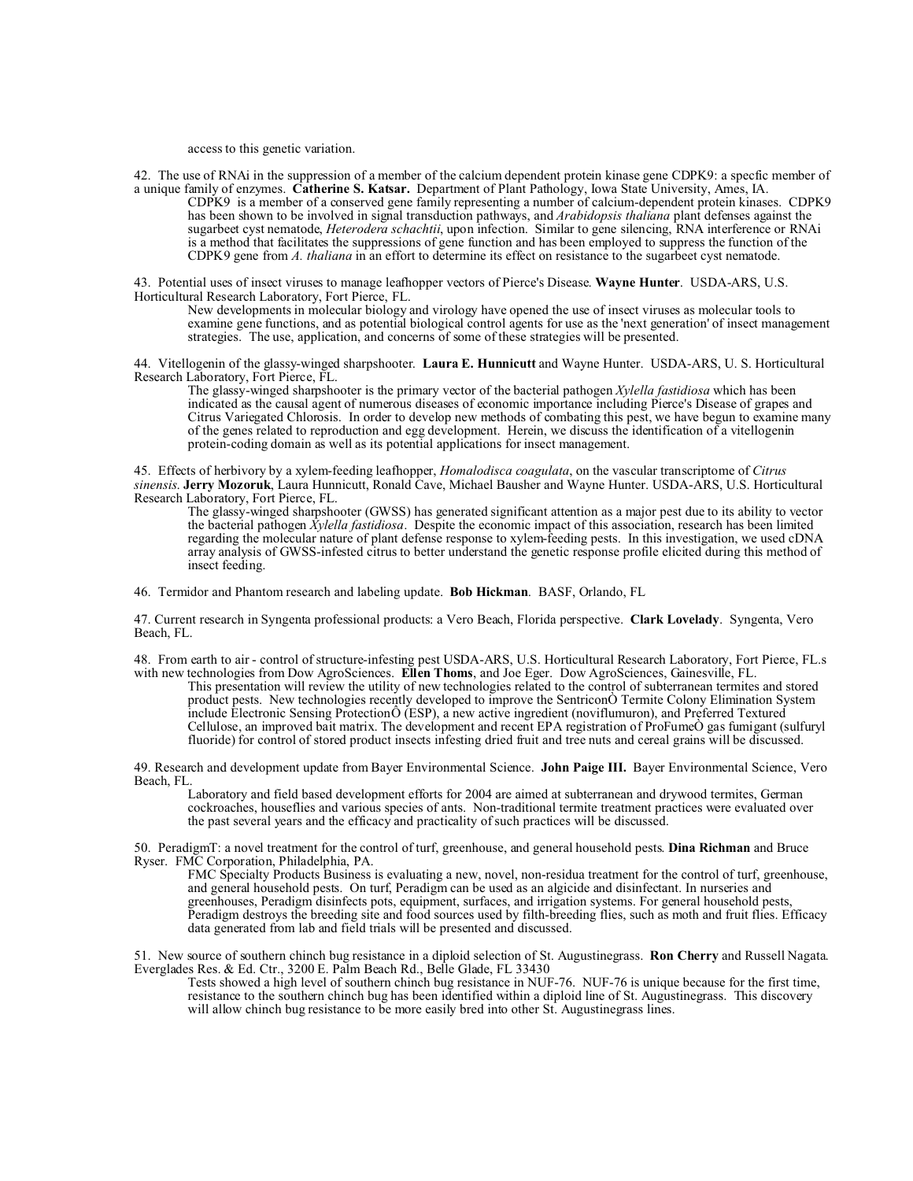access to this genetic variation.

42. The use of RNAi in the suppression of a member of the calcium dependent protein kinase gene CDPK9: a specfic member of a unique family of enzymes. **Catherine S. Katsar.** Department of Plant Pathology, Iowa State University, Ames, IA.

CDPK9 is a member of a conserved gene family representing a number of calcium-dependent protein kinases. CDPK9 has been shown to be involved in signal transduction pathways, and *Arabidopsis thaliana* plant defenses against the sugarbeet cyst nematode, *Heterodera schachtii*, upon infection. Similar to gene silencing, RNA interference or RNAi is a method that facilitates the suppressions of gene function and has been employed to suppress the function of the CDPK9 gene from *A. thaliana* in an effort to determine its effect on resistance to the sugarbeet cyst nematode.

43. Potential uses of insect viruses to manage leafhopper vectors of Pierce's Disease. **Wayne Hunter**. USDA-ARS, U.S. Horticultural Research Laboratory, Fort Pierce, FL.

New developments in molecular biology and virology have opened the use of insect viruses as molecular tools to examine gene functions, and as potential biological control agents for use as the 'next generation' of insect management strategies. The use, application, and concerns of some of these strategies will be presented.

44. Vitellogenin of the glassy-winged sharpshooter. **Laura E. Hunnicutt** and Wayne Hunter. USDA-ARS, U. S. Horticultural Research Laboratory, Fort Pierce, FL.

The glassy-winged sharpshooter is the primary vector of the bacterial pathogen *Xylella fastidiosa* which has been indicated as the causal agent of numerous diseases of economic importance including Pierce's Disease of grapes and Citrus Variegated Chlorosis. In order to develop new methods of combating this pest, we have begun to examine many of the genes related to reproduction and egg development. Herein, we discuss the identification of a vitellogenin protein-coding domain as well as its potential applications for insect management.

45. Effects of herbivory by a xylem-feeding leafhopper, *Homalodisca coagulata*, on the vascular transcriptome of *Citrus sinensis*. **Jerry Mozoruk**, Laura Hunnicutt, Ronald Cave, Michael Bausher and Wayne Hunter. USDA-ARS, U.S. Horticultural Research Laboratory, Fort Pierce, FL.

The glassy-winged sharpshooter (GWSS) has generated significant attention as a major pest due to its ability to vector the bacterial pathogen *Xylella fastidiosa*. Despite the economic impact of this association, research has been limited regarding the molecular nature of plant defense response to xylem-feeding pests. In this investigation, we used cDNA array analysis of GWSS-infested citrus to better understand the genetic response profile elicited during this method of insect feeding.

46. Termidor and Phantom research and labeling update. **Bob Hickman**. BASF, Orlando, FL

47. Current research in Syngenta professional products: a Vero Beach, Florida perspective. **Clark Lovelady**. Syngenta, Vero Beach, FL.

48. From earth to air - control of structure-infesting pest USDA-ARS, U.S. Horticultural Research Laboratory, Fort Pierce, FL.s with new technologies from Dow AgroSciences. **Ellen Thoms**, and Joe Eger. Dow AgroSciences, Gainesville, FL.

This presentation will review the utility of new technologies related to the control of subterranean termites and stored product pests. New technologies recently developed to improve the SentriconÒ Termite Colony Elimination System include Electronic Sensing ProtectionÒ (ESP), a new active ingredient (noviflumuron), and Preferred Textured Cellulose, an improved bait matrix. The development and recent EPA registration of ProFumeÒ gas fumigant (sulfuryl fluoride) for control of stored product insects infesting dried fruit and tree nuts and cereal grains will be discussed.

49. Research and development update from Bayer Environmental Science. **John Paige III.** Bayer Environmental Science, Vero Beach, FL.

Laboratory and field based development efforts for 2004 are aimed at subterranean and drywood termites, German cockroaches, houseflies and various species of ants. Non-traditional termite treatment practices were evaluated over the past several years and the efficacy and practicality of such practices will be discussed.

50. PeradigmT: a novel treatment for the control of turf, greenhouse, and general household pests. **Dina Richman** and Bruce Ryser. FMC Corporation, Philadelphia, PA.

FMC Specialty Products Business is evaluating a new, novel, non-residua treatment for the control of turf, greenhouse, and general household pests. On turf, Peradigm can be used as an algicide and disinfectant. In nurseries and greenhouses, Peradigm disinfects pots, equipment, surfaces, and irrigation systems. For general household pests, Peradigm destroys the breeding site and food sources used by filth-breeding flies, such as moth and fruit flies. Efficacy data generated from lab and field trials will be presented and discussed.

51. New source of southern chinch bug resistance in a diploid selection of St. Augustinegrass. **Ron Cherry** and Russell Nagata. Everglades Res. & Ed. Ctr., 3200 E. Palm Beach Rd., Belle Glade, FL 33430

Tests showed a high level of southern chinch bug resistance in NUF-76. NUF-76 is unique because for the first time, resistance to the southern chinch bug has been identified within a diploid line of St. Augustinegrass. This discovery will allow chinch bug resistance to be more easily bred into other St. Augustinegrass lines.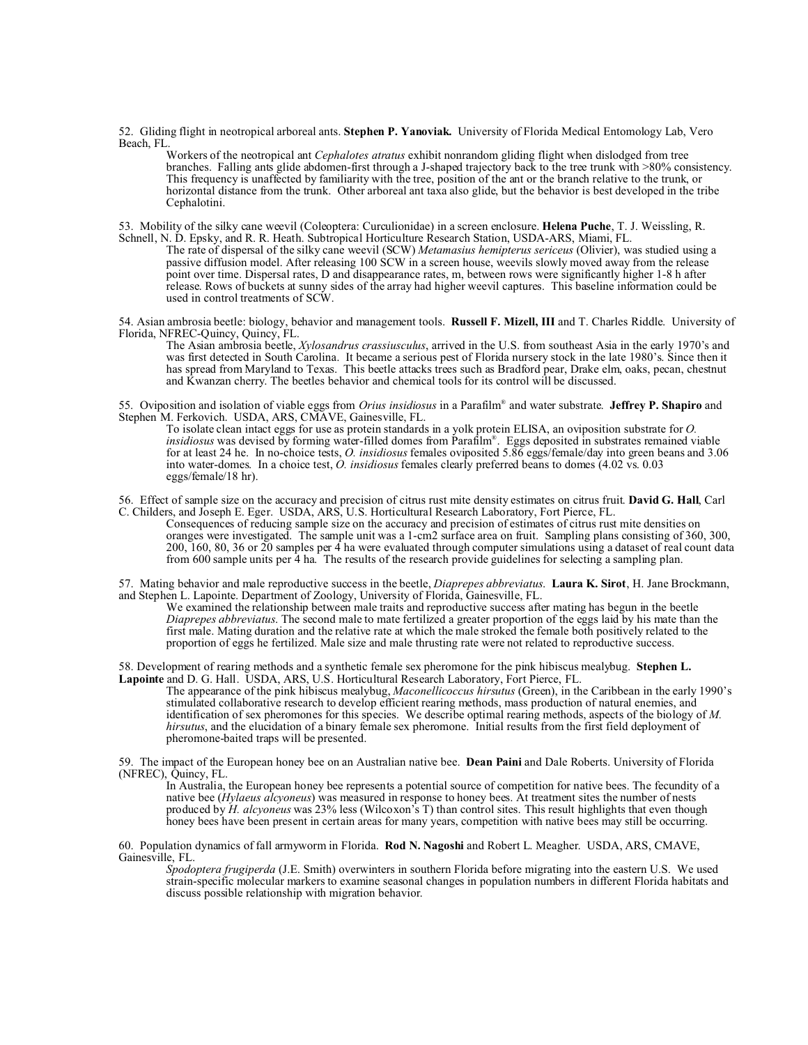52. Gliding flight in neotropical arboreal ants. **Stephen P. Yanoviak.** University of Florida Medical Entomology Lab, Vero Beach, FL.

Workers of the neotropical ant *Cephalotes atratus* exhibit nonrandom gliding flight when dislodged from tree branches. Falling ants glide abdomen-first through a J-shaped trajectory back to the tree trunk with >80% consistency. This frequency is unaffected by familiarity with the tree, position of the ant or the branch relative to the trunk, or horizontal distance from the trunk. Other arboreal ant taxa also glide, but the behavior is best developed in the tribe Cephalotini.

53. Mobility of the silky cane weevil (Coleoptera: Curculionidae) in a screen enclosure. **Helena Puche**, T. J. Weissling, R. Schnell, N. D. Epsky, and R. R. Heath. Subtropical Horticulture Research Station, USDA-ARS, Miami, FL.

The rate of dispersal of the silky cane weevil (SCW) *Metamasius hemipterus sericeus* (Olivier), was studied using a passive diffusion model. After releasing 100 SCW in a screen house, weevils slowly moved away from the release point over time. Dispersal rates, D and disappearance rates, m, between rows were significantly higher 1-8 h after release. Rows of buckets at sunny sides of the array had higher weevil captures. This baseline information could be used in control treatments of SCW.

54. Asian ambrosia beetle: biology, behavior and management tools. **Russell F. Mizell, III** and T. Charles Riddle. University of Florida, NFREC-Quincy, Quincy, FL.

The Asian ambrosia beetle, *Xylosandrus crassiusculus*, arrived in the U.S. from southeast Asia in the early 1970's and was first detected in South Carolina. It became a serious pest of Florida nursery stock in the late 1980's. Since then it has spread from Maryland to Texas. This beetle attacks trees such as Bradford pear, Drake elm, oaks, pecan, chestnut and Kwanzan cherry. The beetles behavior and chemical tools for its control will be discussed.

55. Oviposition and isolation of viable eggs from *Orius insidiosus* in a Parafilm® and water substrate. **Jeffrey P. Shapiro** and Stephen M. Ferkovich. USDA, ARS, CMAVE, Gainesville, FL.

To isolate clean intact eggs for use as protein standards in a yolk protein ELISA, an oviposition substrate for *O. insidiosus* was devised by forming water-filled domes from Parafilm®. Eggs deposited in substrates remained viable for at least 24 he. In no-choice tests, *O. insidiosus* females oviposited 5.86 eggs/female/day into green beans and 3.06 into water-domes. In a choice test, *O. insidiosus* females clearly preferred beans to domes (4.02 vs. 0.03 eggs/female/18 hr).

56. Effect of sample size on the accuracy and precision of citrus rust mite density estimates on citrus fruit. **David G. Hall**, Carl C. Childers, and Joseph E. Eger. USDA, ARS, U.S. Horticultural Research Laboratory, Fort Pierce, FL.

Consequences of reducing sample size on the accuracy and precision of estimates of citrus rust mite densities on oranges were investigated. The sample unit was a 1-cm2 surface area on fruit. Sampling plans consisting of 360, 300, 200, 160, 80, 36 or 20 samples per 4 ha were evaluated through computer simulations using a dataset of real count data from 600 sample units per 4 ha. The results of the research provide guidelines for selecting a sampling plan.

57. Mating behavior and male reproductive success in the beetle, *Diaprepes abbreviatus*. **Laura K. Sirot**, H. Jane Brockmann, and Stephen L. Lapointe. Department of Zoology, University of Florida, Gainesville, FL.

We examined the relationship between male traits and reproductive success after mating has begun in the beetle *Diaprepes abbreviatus*. The second male to mate fertilized a greater proportion of the eggs laid by his mate than the first male. Mating duration and the relative rate at which the male stroked the female both positively related to the proportion of eggs he fertilized. Male size and male thrusting rate were not related to reproductive success.

58. Development of rearing methods and a synthetic female sex pheromone for the pink hibiscus mealybug. **Stephen L. Lapointe** and D. G. Hall. USDA, ARS, U.S. Horticultural Research Laboratory, Fort Pierce, FL.

The appearance of the pink hibiscus mealybug, *Maconellicoccus hirsutus* (Green), in the Caribbean in the early 1990's stimulated collaborative research to develop efficient rearing methods, mass production of natural enemies, and identification of sex pheromones for this species. We describe optimal rearing methods, aspects of the biology of *M. hirsutus*, and the elucidation of a binary female sex pheromone. Initial results from the first field deployment of pheromone-baited traps will be presented.

59. The impact of the European honey bee on an Australian native bee. **Dean Paini** and Dale Roberts. University of Florida (NFREC), Quincy, FL.

In Australia, the European honey bee represents a potential source of competition for native bees. The fecundity of a native bee (*Hylaeus alcyoneus*) was measured in response to honey bees. At treatment sites the number of nests produced by *H. alcyoneus* was 23% less (Wilcoxon's T) than control sites. This result highlights that even though honey bees have been present in certain areas for many years, competition with native bees may still be occurring.

60. Population dynamics of fall armyworm in Florida. **Rod N. Nagoshi** and Robert L. Meagher. USDA, ARS, CMAVE, Gainesville, FL.

*Spodoptera frugiperda* (J.E. Smith) overwinters in southern Florida before migrating into the eastern U.S. We used strain-specific molecular markers to examine seasonal changes in population numbers in different Florida habitats and discuss possible relationship with migration behavior.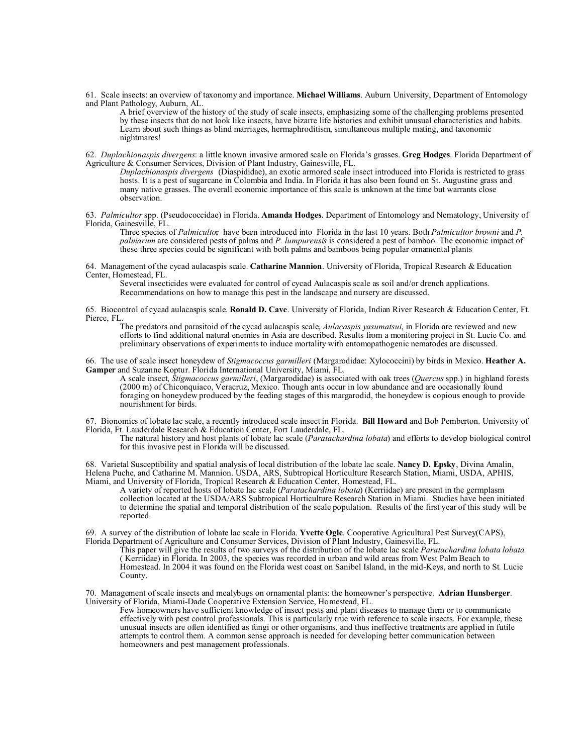61. Scale insects: an overview of taxonomy and importance. **Michael Williams**. Auburn University, Department of Entomology and Plant Pathology, Auburn, AL.

A brief overview of the history of the study of scale insects, emphasizing some of the challenging problems presented by these insects that do not look like insects, have bizarre life histories and exhibit unusual characteristics and habits. Learn about such things as blind marriages, hermaphroditism, simultaneous multiple mating, and taxonomic nightmares!

62. *Duplachionaspis divergens*: a little known invasive armored scale on Florida's grasses. **Greg Hodges**. Florida Department of Agriculture & Consumer Services, Division of Plant Industry, Gainesville, FL.

*Duplachionaspis divergens* (Diaspididae), an exotic armored scale insect introduced into Florida is restricted to grass hosts. It is a pest of sugarcane in Colombia and India. In Florida it has also been found on St. Augustine grass and many native grasses. The overall economic importance of this scale is unknown at the time but warrants close observation.

63. *Palmicultor* spp. (Pseudococcidae) in Florida. **Amanda Hodges**. Department of Entomology and Nematology, University of Florida, Gainesville, FL.

Three species of *Palmicultor* have been introduced into Florida in the last 10 years. Both *Palmicultor browni* and *P. palmarum* are considered pests of palms and *P. lumpurensis* is considered a pest of bamboo. The economic impact of these three species could be significant with both palms and bamboos being popular ornamental plants

64. Management of the cycad aulacaspis scale. **Catharine Mannion**. University of Florida, Tropical Research & Education Center, Homestead, FL.

Several insecticides were evaluated for control of cycad Aulacaspis scale as soil and/or drench applications. Recommendations on how to manage this pest in the landscape and nursery are discussed.

65. Biocontrol of cycad aulacaspis scale. **Ronald D. Cave**. University of Florida, Indian River Research & Education Center, Ft. Pierce, FL.

The predators and parasitoid of the cycad aulacaspis scale, *Aulacaspis yasumatsui*, in Florida are reviewed and new efforts to find additional natural enemies in Asia are described. Results from a monitoring project in St. Lucie Co. and preliminary observations of experiments to induce mortality with entomopathogenic nematodes are discussed.

66. The use of scale insect honeydew of *Stigmacoccus garmilleri* (Margarodidae: Xylococcini) by birds in Mexico. **Heather A. Gamper** and Suzanne Koptur. Florida International University, Miami, FL.

A scale insect, *Stigmacoccus garmilleri*, (Margarodidae) is associated with oak trees (*Quercus* spp.) in highland forests (2000 m) of Chiconquiaco, Veracruz, Mexico. Though ants occur in low abundance and are occasionally found foraging on honeydew produced by the feeding stages of this margarodid, the honeydew is copious enough to provide nourishment for birds.

67. Bionomics of lobate lac scale, a recently introduced scale insect in Florida. **Bill Howard** and Bob Pemberton. University of Florida, Ft. Lauderdale Research & Education Center, Fort Lauderdale, FL.

The natural history and host plants of lobate lac scale (*Paratachardina lobata*) and efforts to develop biological control for this invasive pest in Florida will be discussed.

68. Varietal Susceptibility and spatial analysis of local distribution of the lobate lac scale. **Nancy D. Epsky**, Divina Amalin, Helena Puche, and Catharine M. Mannion. USDA, ARS, Subtropical Horticulture Research Station, Miami, USDA, APHIS, Miami, and University of Florida, Tropical Research & Education Center, Homestead, FL.

A variety of reported hosts of lobate lac scale (*Paratachardina lobata*) (Kerriidae) are present in the germplasm collection located at the USDA/ARS Subtropical Horticulture Research Station in Miami. Studies have been initiated to determine the spatial and temporal distribution of the scale population. Results of the first year of this study will be reported.

69. A survey of the distribution of lobate lac scale in Florida. **Yvette Ogle**. Cooperative Agricultural Pest Survey(CAPS), Florida Department of Agriculture and Consumer Services, Division of Plant Industry, Gainesville, FL.

This paper will give the results of two surveys of the distribution of the lobate lac scale *Paratachardina lobata lobata* ( Kerriidae) in Florida. In 2003, the species was recorded in urban and wild areas from West Palm Beach to Homestead. In 2004 it was found on the Florida west coast on Sanibel Island, in the mid-Keys, and north to St. Lucie County.

70. Management of scale insects and mealybugs on ornamental plants: the homeowner's perspective. **Adrian Hunsberger**. University of Florida, Miami-Dade Cooperative Extension Service, Homestead, FL.

Few homeowners have sufficient knowledge of insect pests and plant diseases to manage them or to communicate effectively with pest control professionals. This is particularly true with reference to scale insects. For example, these unusual insects are often identified as fungi or other organisms, and thus ineffective treatments are applied in futile attempts to control them. A common sense approach is needed for developing better communication between homeowners and pest management professionals.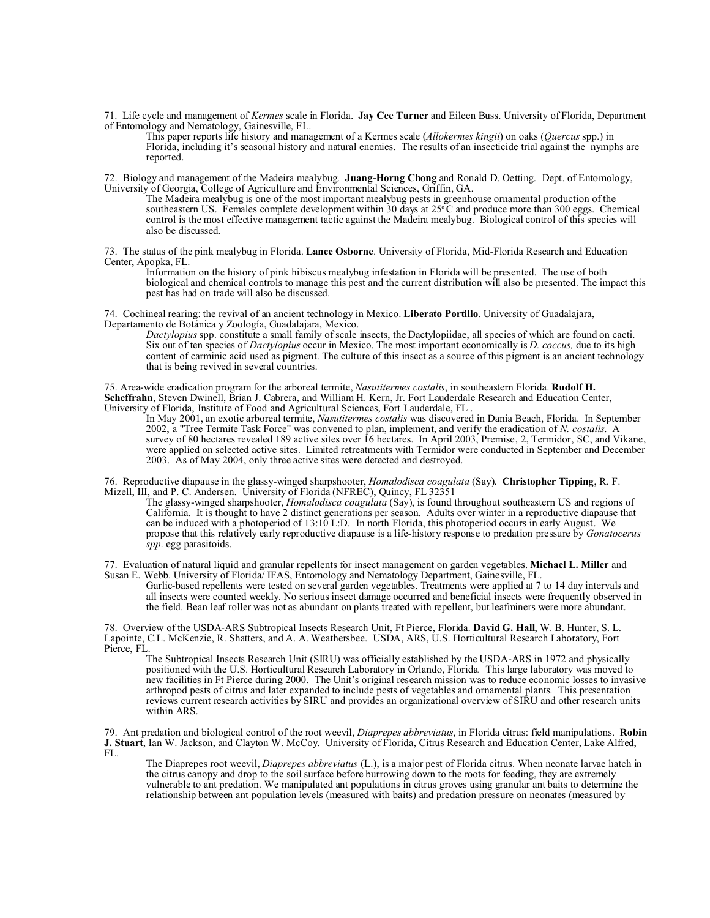71. Life cycle and management of *Kermes* scale in Florida. **Jay Cee Turner** and Eileen Buss. University of Florida, Department of Entomology and Nematology, Gainesville, FL.

This paper reports life history and management of a Kermes scale (*Allokermes kingii*) on oaks (*Quercus* spp.) in Florida, including it's seasonal history and natural enemies. The results of an insecticide trial against the nymphs are reported.

72. Biology and management of the Madeira mealybug. **Juang-Horng Chong** and Ronald D. Oetting. Dept. of Entomology, University of Georgia, College of Agriculture and Environmental Sciences, Griffin, GA.

The Madeira mealybug is one of the most important mealybug pests in greenhouse ornamental production of the southeastern US. Females complete development within 30 days at 25°C and produce more than 300 eggs. Chemical control is the most effective management tactic against the Madeira mealybug. Biological control of this species will also be discussed.

73. The status of the pink mealybug in Florida. **Lance Osborne**. University of Florida, Mid-Florida Research and Education Center, Apopka, FL.

Information on the history of pink hibiscus mealybug infestation in Florida will be presented. The use of both biological and chemical controls to manage this pest and the current distribution will also be presented. The impact this pest has had on trade will also be discussed.

74. Cochineal rearing: the revival of an ancient technology in Mexico. **Liberato Portillo**. University of Guadalajara, Departamento de Botánica y Zoología, Guadalajara, Mexico.

*Dactylopius* spp. constitute a small family of scale insects, the Dactylopiidae, all species of which are found on cacti. Six out of ten species of *Dactylopius* occur in Mexico. The most important economically is *D. coccus,* due to its high content of carminic acid used as pigment. The culture of this insect as a source of this pigment is an ancient technology that is being revived in several countries.

75. Area-wide eradication program for the arboreal termite, *Nasutitermes costalis*, in southeastern Florida. **Rudolf H. Scheffrahn**, Steven Dwinell, Brian J. Cabrera, and William H. Kern, Jr. Fort Lauderdale Research and Education Center, University of Florida, Institute of Food and Agricultural Sciences, Fort Lauderdale, FL .

In May 2001, an exotic arboreal termite, *Nasutitermes costalis* was discovered in Dania Beach, Florida. In September 2002, a "Tree Termite Task Force" was convened to plan, implement, and verify the eradication of *N. costalis.* A survey of 80 hectares revealed 189 active sites over 16 hectares. In April 2003, Premise, 2, Termidor, SC, and Vikane, were applied on selected active sites. Limited retreatments with Termidor were conducted in September and December 2003. As of May 2004, only three active sites were detected and destroyed.

76. Reproductive diapause in the glassy-winged sharpshooter, *Homalodisca coagulata* (Say). **Christopher Tipping**, R. F. Mizell, III, and P. C. Andersen. University of Florida (NFREC), Quincy, FL 32351

The glassy-winged sharpshooter, *Homalodisca coagulata* (Say), is found throughout southeastern US and regions of California. It is thought to have 2 distinct generations per season. Adults over winter in a reproductive diapause that can be induced with a photoperiod of 13:10 L:D. In north Florida, this photoperiod occurs in early August. We propose that this relatively early reproductive diapause is a life-history response to predation pressure by *Gonatocerus spp*. egg parasitoids.

77. Evaluation of natural liquid and granular repellents for insect management on garden vegetables. **Michael L. Miller** and Susan E. Webb. University of Florida/ IFAS, Entomology and Nematology Department, Gainesville, FL.

Garlic-based repellents were tested on several garden vegetables. Treatments were applied at 7 to 14 day intervals and all insects were counted weekly. No serious insect damage occurred and beneficial insects were frequently observed in the field. Bean leaf roller was not as abundant on plants treated with repellent, but leafminers were more abundant.

78. Overview of the USDA-ARS Subtropical Insects Research Unit, Ft Pierce, Florida. **David G. Hall**, W. B. Hunter, S. L. Lapointe, C.L. McKenzie, R. Shatters, and A. A. Weathersbee. USDA, ARS, U.S. Horticultural Research Laboratory, Fort Pierce, FL.

The Subtropical Insects Research Unit (SIRU) was officially established by the USDA-ARS in 1972 and physically positioned with the U.S. Horticultural Research Laboratory in Orlando, Florida. This large laboratory was moved to new facilities in Ft Pierce during 2000. The Unit's original research mission was to reduce economic losses to invasive arthropod pests of citrus and later expanded to include pests of vegetables and ornamental plants. This presentation reviews current research activities by SIRU and provides an organizational overview of SIRU and other research units within ARS.

79. Ant predation and biological control of the root weevil, *Diaprepes abbreviatus*, in Florida citrus: field manipulations. **Robin J. Stuart**, Ian W. Jackson, and Clayton W. McCoy. University of Florida, Citrus Research and Education Center, Lake Alfred, FL.

The Diaprepes root weevil, *Diaprepes abbreviatus* (L.), is a major pest of Florida citrus. When neonate larvae hatch in the citrus canopy and drop to the soil surface before burrowing down to the roots for feeding, they are extremely vulnerable to ant predation. We manipulated ant populations in citrus groves using granular ant baits to determine the relationship between ant population levels (measured with baits) and predation pressure on neonates (measured by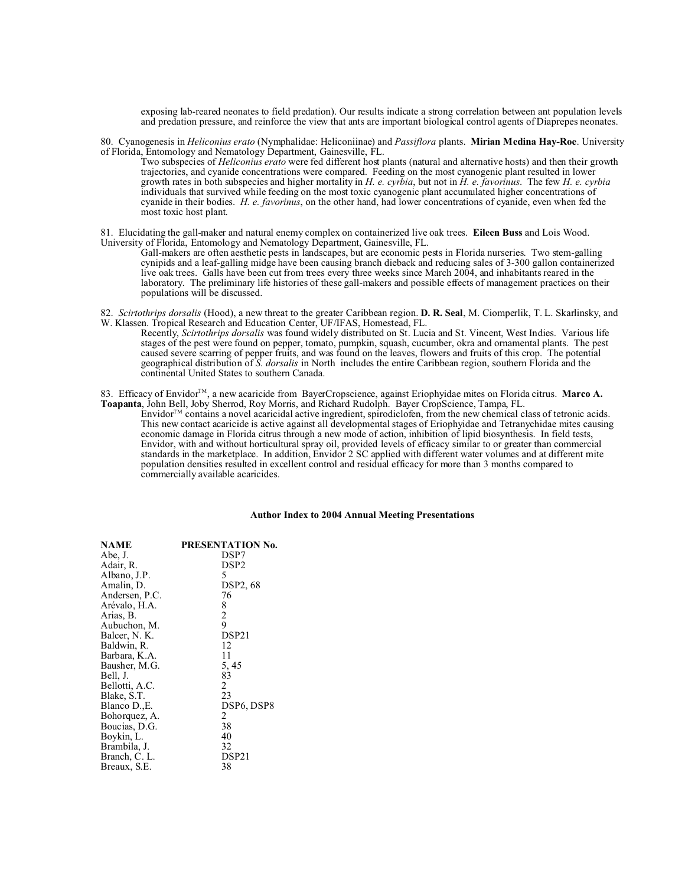exposing lab-reared neonates to field predation). Our results indicate a strong correlation between ant population levels and predation pressure, and reinforce the view that ants are important biological control agents of Diaprepes neonates.

80. Cyanogenesis in *Heliconius erato* (Nymphalidae: Heliconiinae) and *Passiflora* plants. **Mirian Medina Hay-Roe**. University of Florida, Entomology and Nematology Department, Gainesville, FL.

Two subspecies of *Heliconius erato* were fed different host plants (natural and alternative hosts) and then their growth trajectories, and cyanide concentrations were compared. Feeding on the most cyanogenic plant resulted in lower growth rates in both subspecies and higher mortality in *H. e. cyrbia*, but not in *H. e. favorinus*. The few *H. e. cyrbia* individuals that survived while feeding on the most toxic cyanogenic plant accumulated higher concentrations of cyanide in their bodies. *H. e. favorinus*, on the other hand, had lower concentrations of cyanide, even when fed the most toxic host plant.

81. Elucidating the gall-maker and natural enemy complex on containerized live oak trees. **Eileen Buss** and Lois Wood. University of Florida, Entomology and Nematology Department, Gainesville, FL.

Gall-makers are often aesthetic pests in landscapes, but are economic pests in Florida nurseries. Two stem-galling cynipids and a leaf-galling midge have been causing branch dieback and reducing sales of 3-300 gallon containerized live oak trees. Galls have been cut from trees every three weeks since March 2004, and inhabitants reared in the laboratory. The preliminary life histories of these gall-makers and possible effects of management practices on their populations will be discussed.

82. *Scirtothrips dorsalis* (Hood), a new threat to the greater Caribbean region. **D. R. Seal**, M. Ciomperlik, T. L. Skarlinsky, and W. Klassen. Tropical Research and Education Center, UF/IFAS, Homestead, FL.

Recently, *Scirtothrips dorsalis* was found widely distributed on St. Lucia and St. Vincent, West Indies. Various life stages of the pest were found on pepper, tomato, pumpkin, squash, cucumber, okra and ornamental plants. The pest caused severe scarring of pepper fruits, and was found on the leaves, flowers and fruits of this crop. The potential geographical distribution of *S. dorsalis* in North includes the entire Caribbean region, southern Florida and the continental United States to southern Canada.

83. Efficacy of Envidor™, a new acaricide from BayerCropscience, against Eriophyidae mites on Florida citrus. **Marco A. Toapanta**, John Bell, Joby Sherrod, Roy Morris, and Richard Rudolph. Bayer CropScience, Tampa, FL.

Envidor™ contains a novel acaricidal active ingredient, spirodiclofen, from the new chemical class of tetronic acids. This new contact acaricide is active against all developmental stages of Eriophyidae and Tetranychidae mites causing economic damage in Florida citrus through a new mode of action, inhibition of lipid biosynthesis. In field tests, Envidor, with and without horticultural spray oil, provided levels of efficacy similar to or greater than commercial standards in the marketplace. In addition, Envidor 2 SC applied with different water volumes and at different mite population densities resulted in excellent control and residual efficacy for more than 3 months compared to commercially available acaricides.

**Author Index to 2004 Annual Meeting Presentations**

| NAME | PRESENTATION No. |
|---|---|
| Abe, J. | DSP7 |
| Adair, R. | DSP2 |
| Albano, J.P. | 5 |
| Amalin, D. | DSP2, 68 |
| Andersen, P.C. | 76 |
| Arévalo, H.A. | 8 |
| Arias, B. | 2 |
| Aubuchon, M. | 9 |
| Balcer, N. K. | DSP21 |
| Baldwin, R. | 12 |
| Barbara, K.A. | 11 |
| Bausher, M.G. | 5, 45 |
| Bell, J. | 83 |
| Bellotti, A.C. | 2 |
| Blake, S.T. | 23 |
| Blanco D.,E. | DSP6, DSP8 |
| Bohorquez, A. | 2 |
| Boucias, D.G. | 38 |
| Boykin, L. | 40 |
| Brambila, J. | 32 |
| Branch, C. L. | DSP21 |
| Breaux, S.E. | 38 |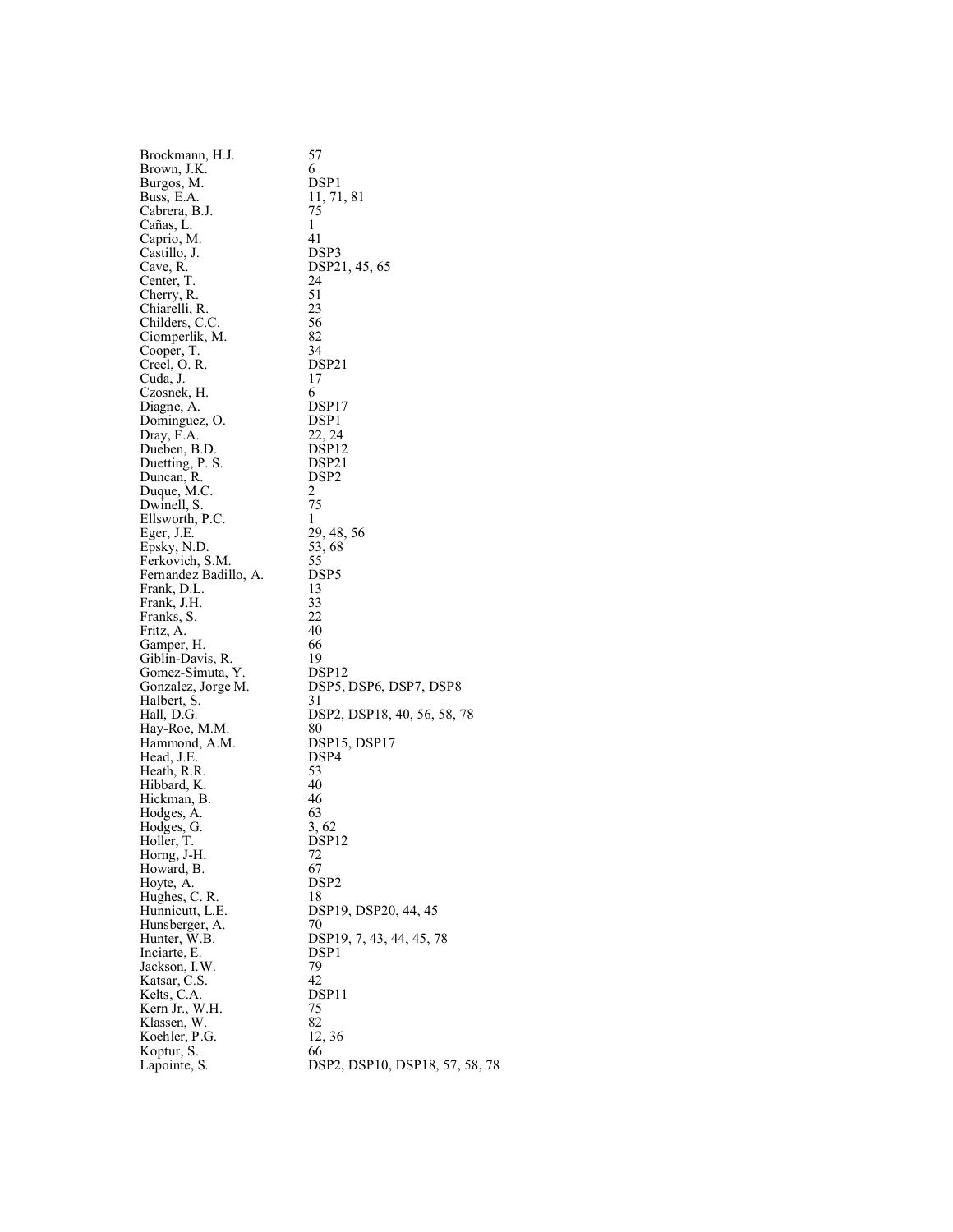| | |
|---|---|
| Brockmann, H.J. | 57 |
| Brown, J.K. | 6 |
| Burgos, M. | DSP1 |
| Buss, E.A. | 11, 71, 81 |
| Cabrera, B.J. | 75 |
| Cañas, L. | 1 |
| Caprio, M. | 41 |
| Castillo, J. | DSP3 |
| Cave, R. | DSP21, 45, 65 |
| Center, T. | 24 |
| Cherry, R. | 51 |
| Chiarelli, R. | 23 |
| Childers, C.C. | 56 |
| Ciomperlik, M. | 82 |
| Cooper, T. | 34 |
| Creel, O. R. | DSP21 |
| Cuda, J. | 17 |
| Czosnek, H. | 6 |
| Diagne, A. | DSP17 |
| Dominguez, O. | DSP1 |
| Dray, F.A. | 22, 24 |
| Dueben, B.D. | DSP12 |
| Duetting, P. S. | DSP21 |
| Duncan, R. | DSP2 |
| Duque, M.C. | 2 |
| Dwinell, S. | 75 |
| Ellsworth, P.C. | 1 |
| Eger, J.E. | 29, 48, 56 |
| Epsky, N.D. | 53, 68 |
| Ferkovich, S.M. | 55 |
| Fernandez Badillo, A. | DSP5 |
| Frank, D.L. | 13 |
| Frank, J.H. | 33 |
| Franks, S. | 22 |
| Fritz, A. | 40 |
| Gamper, H. | 66 |
| Giblin-Davis, R. | 19 |
| Gomez-Simuta, Y. | DSP12 |
| Gonzalez, Jorge M. | DSP5, DSP6, DSP7, DSP8 |
| Halbert, S. | 31 |
| Hall, D.G. | DSP2, DSP18, 40, 56, 58, 78 |
| Hay-Roe, M.M. | 80 |
| Hammond, A.M. | DSP15, DSP17 |
| Head, J.E. | DSP4 |
| Heath, R.R. | 53 |
| Hibbard, K. | 40 |
| Hickman, B. | 46 |
| Hodges, A. | 63 |
| Hodges, G. | 3, 62 |
| Holler, T. | DSP12 |
| Horng, J-H. | 72 |
| Howard, B. | 67 |
| Hoyte, A. | DSP2 |
| Hughes, C. R. | 18 |
| Hunnicutt, L.E. | DSP19, DSP20, 44, 45 |
| Hunsberger, A. | 70 |
| Hunter, W.B. | DSP19, 7, 43, 44, 45, 78 |
| Inciarte, E. | DSP1 |
| Jackson, I.W. | 79 |
| Katsar, C.S. | 42 |
| Kelts, C.A. | DSP11 |
| Kern Jr., W.H. | 75 |
| Klassen, W. | 82 |
| Koehler, P.G. | 12, 36 |
| Koptur, S. | 66 |
| Lapointe, S. | DSP2, DSP10, DSP18, 57, 58, 78 |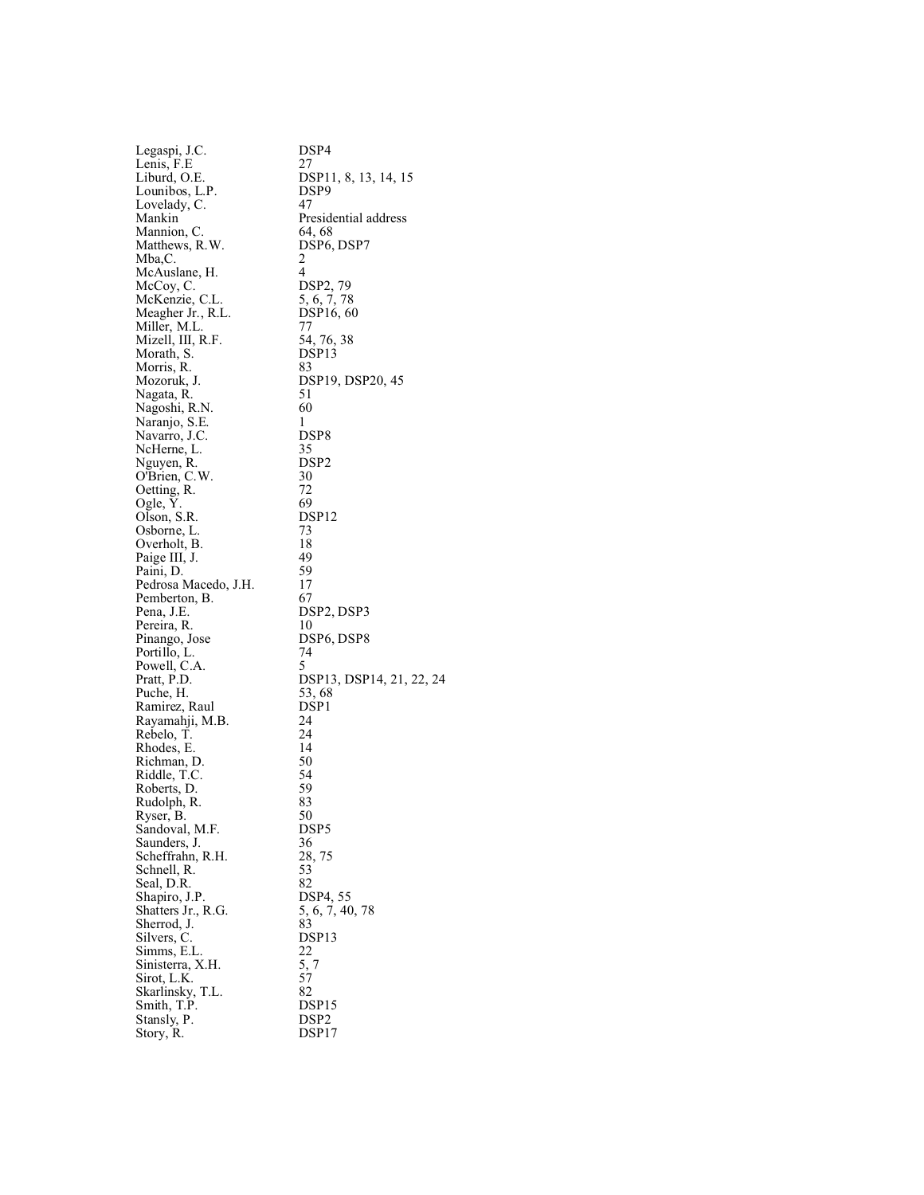| | |
|---|---|
| Legaspi, J.C. | DSP4 |
| Lenis, F.E | 27 |
| Liburd, O.E. | DSP11, 8, 13, 14, 15 |
| Lounibos, L.P. | DSP9 |
| Lovelady, C. | 47 |
| Mankin | Presidential address |
| Mannion, C. | 64, 68 |
| Matthews, R.W. | DSP6, DSP7 |
| Mba,C. | 2 |
| McAuslane, H. | 4 |
| McCoy, C. | DSP2, 79 |
| McKenzie, C.L. | 5, 6, 7, 78 |
| Meagher Jr., R.L. | DSP16, 60 |
| Miller, M.L. | 77 |
| Mizell, III, R.F. | 54, 76, 38 |
| Morath, S. | DSP13 |
| Morris, R. | 83 |
| Mozoruk, J. | DSP19, DSP20, 45 |
| Nagata, R. | 51 |
| Nagoshi, R.N. | 60 |
| Naranjo, S.E. | 1 |
| Navarro, J.C. | DSP8 |
| NcHerne, L. | 35 |
| Nguyen, R. | DSP2 |
| O'Brien, C.W. | 30 |
| Oetting, R. | 72 |
| Ogle, Y. | 69 |
| Olson, S.R. | DSP12 |
| Osborne, L. | 73 |
| Overholt, B. | 18 |
| Paige III, J. | 49 |
| Paini, D. | 59 |
| Pedrosa Macedo, J.H. | 17 |
| Pemberton, B. | 67 |
| Pena, J.E. | DSP2, DSP3 |
| Pereira, R. | 10 |
| Pinango, Jose | DSP6, DSP8 |
| Portillo, L. | 74 |
| Powell, C.A. | 5 |
| Pratt, P.D. | DSP13, DSP14, 21, 22, 24 |
| Puche, H. | 53, 68 |
| Ramirez, Raul | DSP1 |
| Rayamahji, M.B. | 24 |
| Rebelo, T. | 24 |
| Rhodes, E. | 14 |
| Richman, D. | 50 |
| Riddle, T.C. | 54 |
| Roberts, D. | 59 |
| Rudolph, R. | 83 |
| Ryser, B. | 50 |
| Sandoval, M.F. | DSP5 |
| Saunders, J. | 36 |
| Scheffrahn, R.H. | 28, 75 |
| Schnell, R. | 53 |
| Seal, D.R. | 82 |
| Shapiro, J.P. | DSP4, 55 |
| Shatters Jr., R.G. | 5, 6, 7, 40, 78 |
| Sherrod, J. | 83 |
| Silvers, C. | DSP13 |
| Simms, E.L. | 22 |
| Sinisterra, X.H. | 5, 7 |
| Sirot, L.K. | 57 |
| Skarlinsky, T.L. | 82 |
| Smith, T.P. | DSP15 |
| Stansly, P. | DSP2 |
| Story, R. | DSP17 |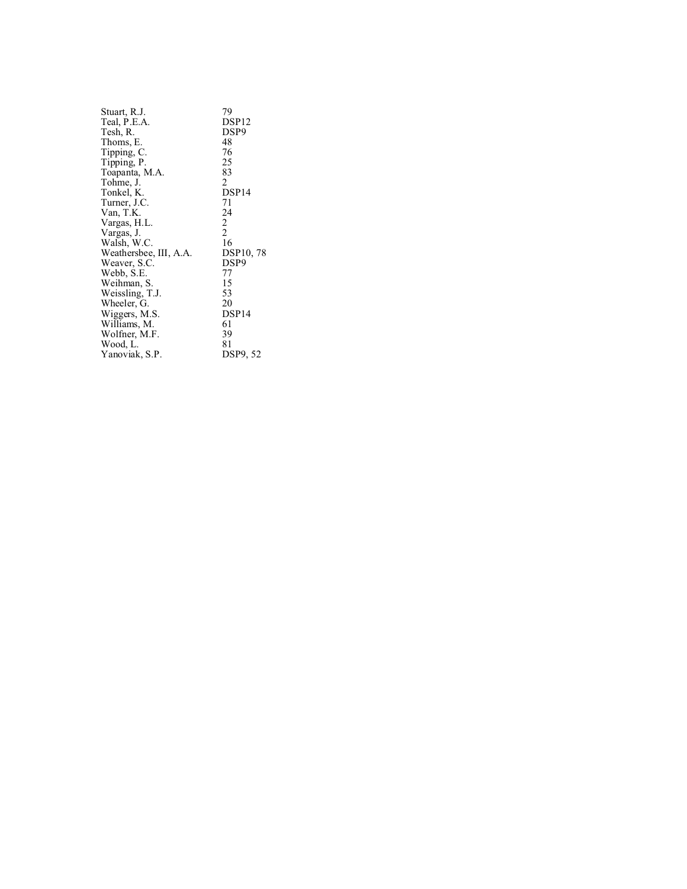| | |
|---|---|
| Stuart, R.J. | 79 |
| Teal, P.E.A. | DSP12 |
| Tesh, R. | DSP9 |
| Thoms, E. | 48 |
| Tipping, C. | 76 |
| Tipping, P. | 25 |
| Toapanta, M.A. | 83 |
| Tohme, J. | 2 |
| Tonkel, K. | DSP14 |
| Turner, J.C. | 71 |
| Van, T.K. | 24 |
| Vargas, H.L. | 2 |
| Vargas, J. | 2 |
| Walsh, W.C. | 16 |
| Weathersbee, III, A.A. | DSP10, 78 |
| Weaver, S.C. | DSP9 |
| Webb, S.E. | 77 |
| Weihman, S. | 15 |
| Weissling, T.J. | 53 |
| Wheeler, G. | 20 |
| Wiggers, M.S. | DSP14 |
| Williams, M. | 61 |
| Wolfner, M.F. | 39 |
| Wood, L. | 81 |
| Yanoviak, S.P. | DSP9, 52 |